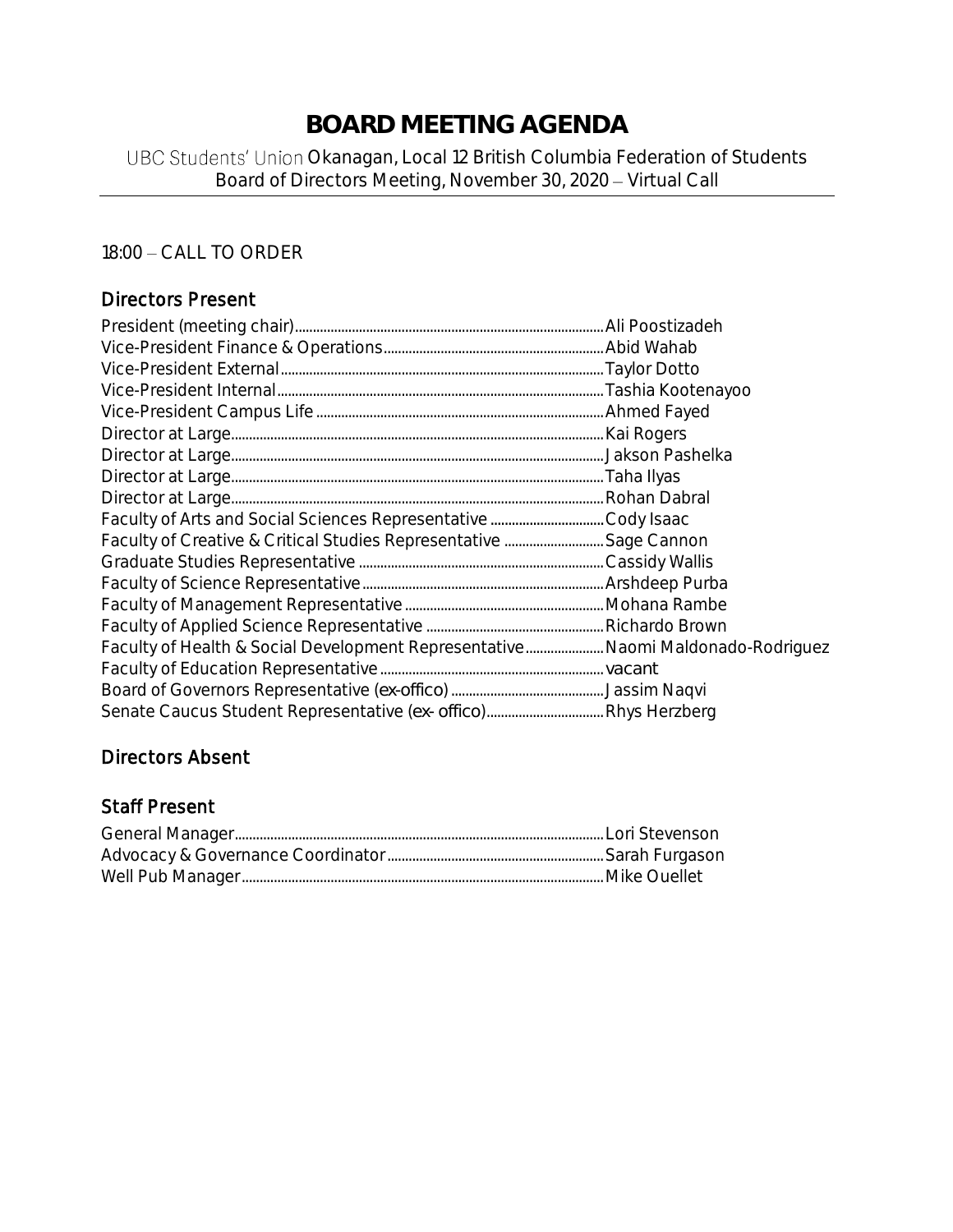# BOARD MEETING AGENDA

UBC Students' Union Okanagan, Local 12 British Columbia Federation of Students
Board of Directors Meeting, November 30, 2020 – Virtual Call

18:00 – CALL TO ORDER

## Directors Present

President (meeting chair)....................Ali Poostizadeh
Vice-President Finance & Operations....................Abid Wahab
Vice-President External....................Taylor Dotto
Vice-President Internal....................Tashia Kootenayoo
Vice-President Campus Life....................Ahmed Fayed
Director at Large....................Kai Rogers
Director at Large....................Jakson Pashelka
Director at Large....................Taha Ilyas
Director at Large....................Rohan Dabral
Faculty of Arts and Social Sciences Representative....................Cody Isaac
Faculty of Creative & Critical Studies Representative....................Sage Cannon
Graduate Studies Representative....................Cassidy Wallis
Faculty of Science Representative....................Arshdeep Purba
Faculty of Management Representative....................Mohana Rambe
Faculty of Applied Science Representative....................Richardo Brown
Faculty of Health & Social Development Representative....................Naomi Maldonado-Rodriguez
Faculty of Education Representative....................vacant
Board of Governors Representative (ex-offico)....................Jassim Naqvi
Senate Caucus Student Representative (ex- offico)....................Rhys Herzberg

## Directors Absent

## Staff Present

General Manager....................Lori Stevenson
Advocacy & Governance Coordinator....................Sarah Furgason
Well Pub Manager....................Mike Ouellet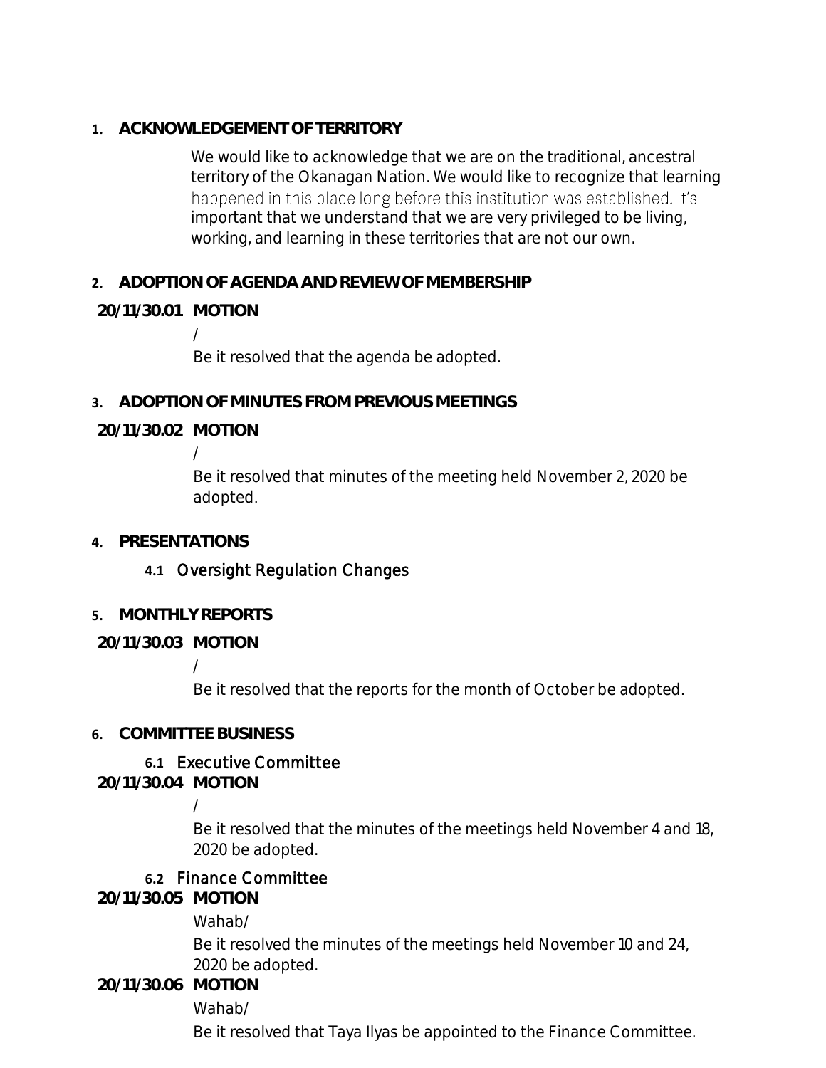## 1. ACKNOWLEDGEMENT OF TERRITORY

We would like to acknowledge that we are on the traditional, ancestral territory of the Okanagan Nation. We would like to recognize that learning happened in this place long before this institution was established. It's important that we understand that we are very privileged to be living, working, and learning in these territories that are not our own.

## 2. ADOPTION OF AGENDA AND REVIEW OF MEMBERSHIP

**20/11/30.01 MOTION**

/

Be it resolved that the agenda be adopted.

## 3. ADOPTION OF MINUTES FROM PREVIOUS MEETINGS

**20/11/30.02 MOTION**

/

Be it resolved that minutes of the meeting held November 2, 2020 be adopted.

## 4. PRESENTATIONS

### 4.1 Oversight Regulation Changes

## 5. MONTHLY REPORTS

**20/11/30.03 MOTION**

/

Be it resolved that the reports for the month of October be adopted.

## 6. COMMITTEE BUSINESS

### 6.1 Executive Committee

**20/11/30.04 MOTION**

/

Be it resolved that the minutes of the meetings held November 4 and 18, 2020 be adopted.

### 6.2 Finance Committee

**20/11/30.05 MOTION**

Wahab/

Be it resolved the minutes of the meetings held November 10 and 24, 2020 be adopted.

**20/11/30.06 MOTION**

Wahab/

Be it resolved that Taya Ilyas be appointed to the Finance Committee.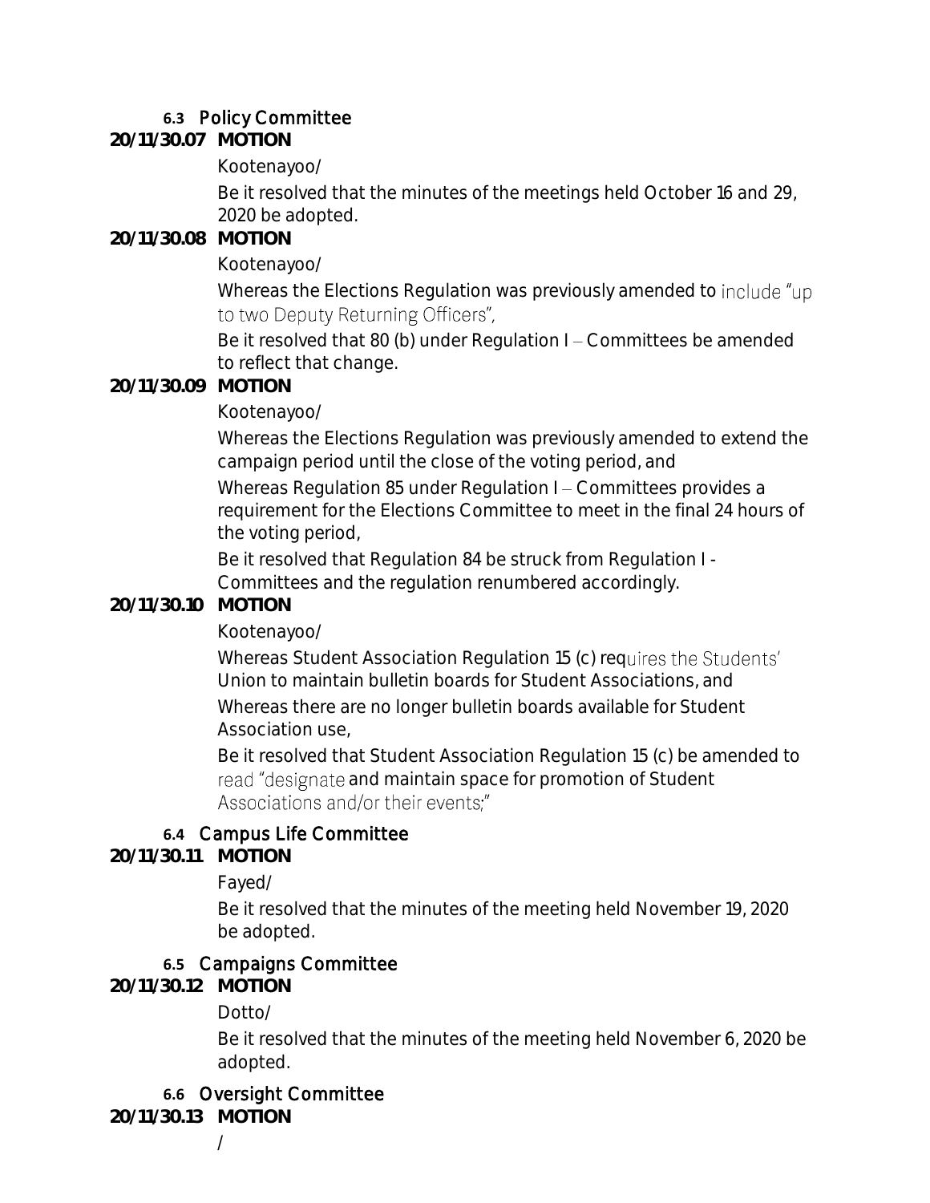**6.3** Policy Committee

**20/11/30.07 MOTION**

Kootenayoo/

Be it resolved that the minutes of the meetings held October 16 and 29, 2020 be adopted.

**20/11/30.08 MOTION**

Kootenayoo/

Whereas the Elections Regulation was previously amended to include "up to two Deputy Returning Officers",

Be it resolved that 80 (b) under Regulation I – Committees be amended to reflect that change.

**20/11/30.09 MOTION**

Kootenayoo/

Whereas the Elections Regulation was previously amended to extend the campaign period until the close of the voting period, and

Whereas Regulation 85 under Regulation I – Committees provides a requirement for the Elections Committee to meet in the final 24 hours of the voting period,

Be it resolved that Regulation 84 be struck from Regulation I - Committees and the regulation renumbered accordingly.

**20/11/30.10 MOTION**

Kootenayoo/

Whereas Student Association Regulation 15 (c) requires the Students' Union to maintain bulletin boards for Student Associations, and

Whereas there are no longer bulletin boards available for Student Association use,

Be it resolved that Student Association Regulation 15 (c) be amended to read "designate and maintain space for promotion of Student Associations and/or their events;"

**6.4** Campus Life Committee

**20/11/30.11 MOTION**

Fayed/

Be it resolved that the minutes of the meeting held November 19, 2020 be adopted.

**6.5** Campaigns Committee

**20/11/30.12 MOTION**

Dotto/

Be it resolved that the minutes of the meeting held November 6, 2020 be adopted.

**6.6** Oversight Committee

**20/11/30.13 MOTION**

/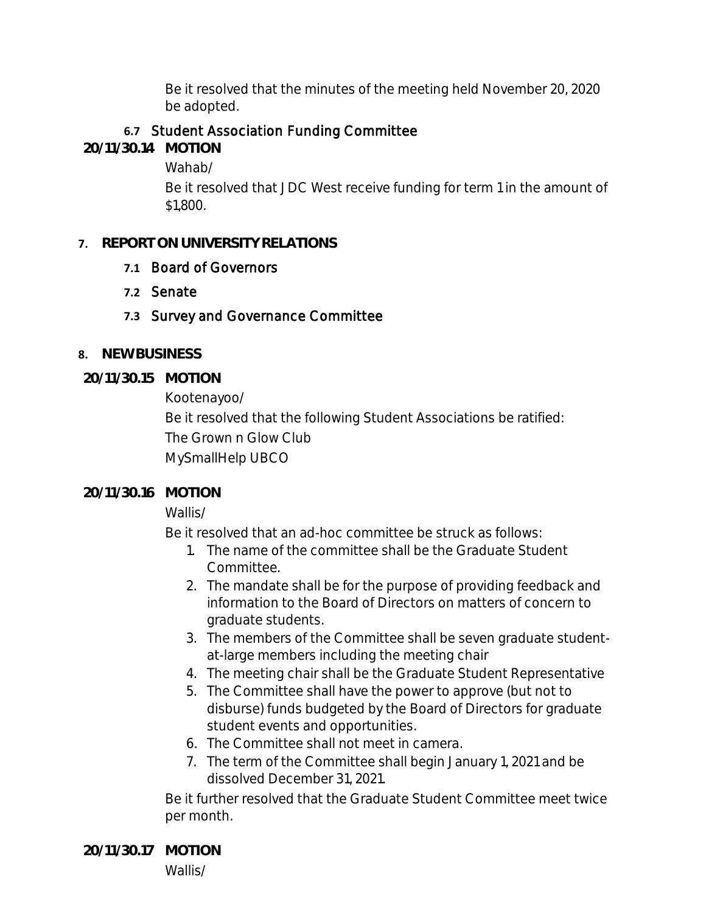Be it resolved that the minutes of the meeting held November 20, 2020 be adopted.

### 6.7 Student Association Funding Committee

**20/11/30.14 MOTION**

Wahab/

Be it resolved that JDC West receive funding for term 1 in the amount of $1,800.

## 7. REPORT ON UNIVERSITY RELATIONS

### 7.1 Board of Governors

### 7.2 Senate

### 7.3 Survey and Governance Committee

## 8. NEW BUSINESS

**20/11/30.15 MOTION**

Kootenayoo/

Be it resolved that the following Student Associations be ratified:

The Grown n Glow Club

MySmallHelp UBCO

**20/11/30.16 MOTION**

Wallis/

Be it resolved that an ad-hoc committee be struck as follows:

1. The name of the committee shall be the Graduate Student Committee.
2. The mandate shall be for the purpose of providing feedback and information to the Board of Directors on matters of concern to graduate students.
3. The members of the Committee shall be seven graduate student-at-large members including the meeting chair
4. The meeting chair shall be the Graduate Student Representative
5. The Committee shall have the power to approve (but not to disburse) funds budgeted by the Board of Directors for graduate student events and opportunities.
6. The Committee shall not meet in camera.
7. The term of the Committee shall begin January 1, 2021 and be dissolved December 31, 2021.

Be it further resolved that the Graduate Student Committee meet twice per month.

**20/11/30.17 MOTION**

Wallis/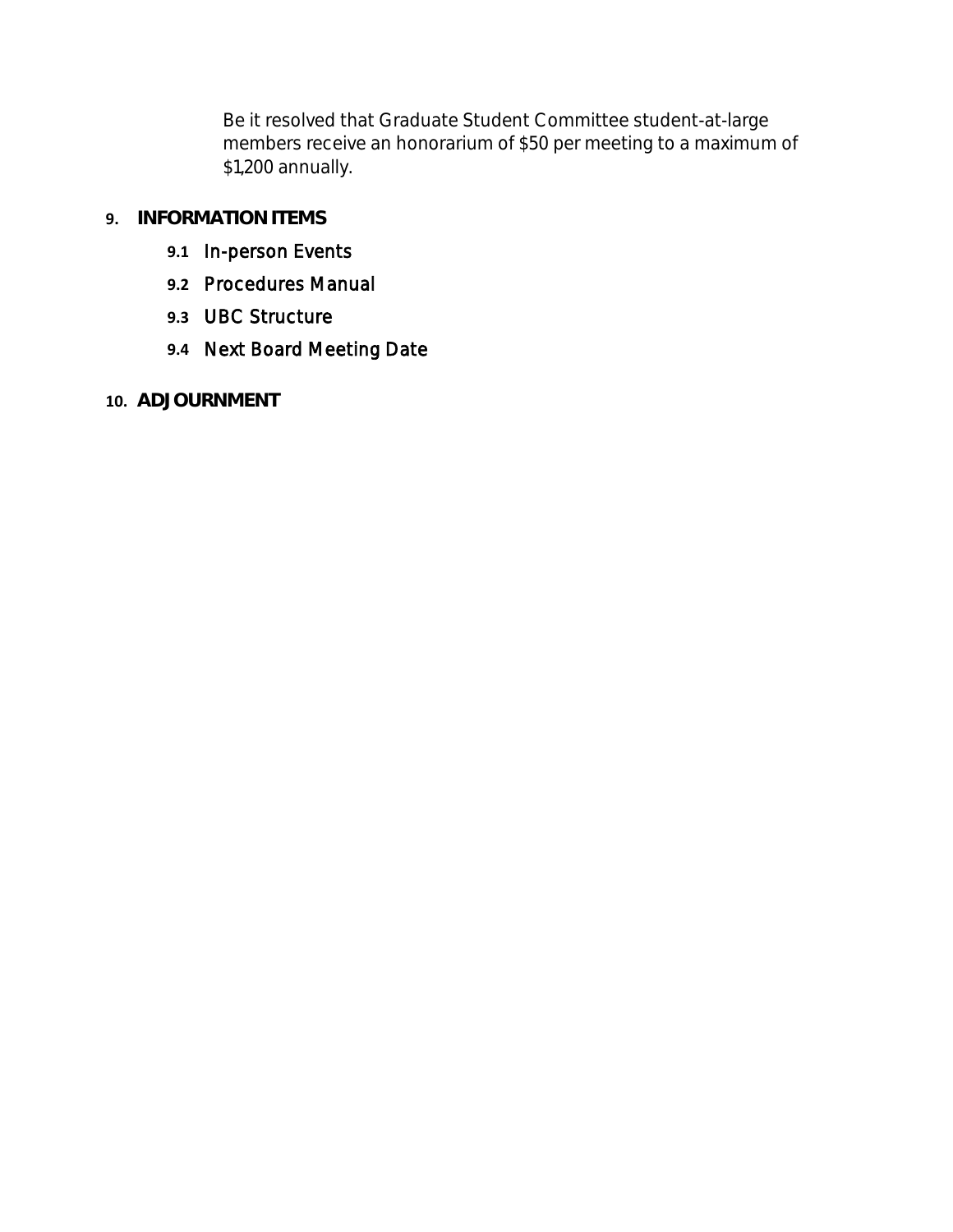Be it resolved that Graduate Student Committee student-at-large members receive an honorarium of $50 per meeting to a maximum of $1,200 annually.

**9. INFORMATION ITEMS**

- **9.1** In-person Events
- **9.2** Procedures Manual
- **9.3** UBC Structure
- **9.4** Next Board Meeting Date

**10. ADJOURNMENT**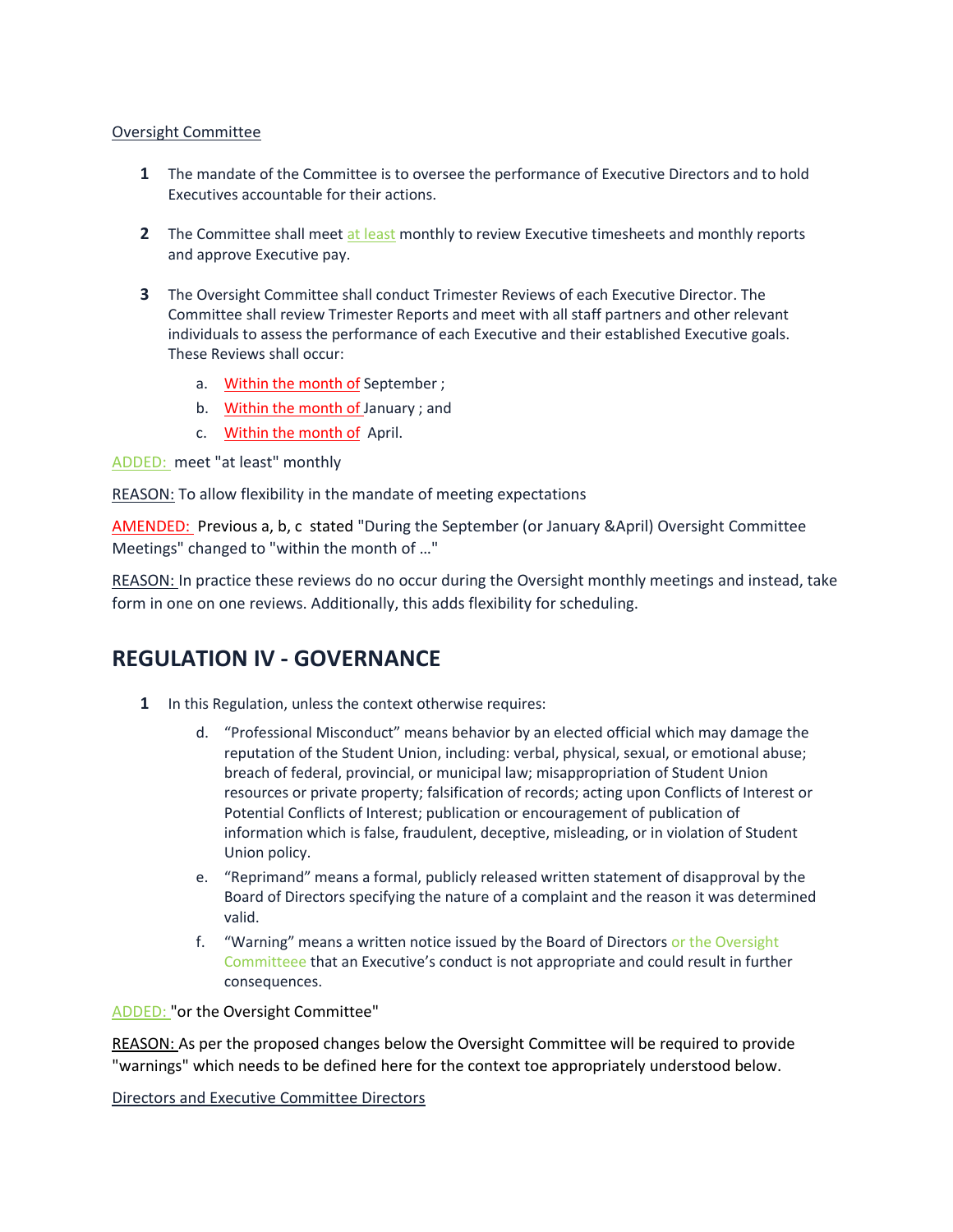Oversight Committee

1. The mandate of the Committee is to oversee the performance of Executive Directors and to hold Executives accountable for their actions.

2. The Committee shall meet at least monthly to review Executive timesheets and monthly reports and approve Executive pay.

3. The Oversight Committee shall conduct Trimester Reviews of each Executive Director. The Committee shall review Trimester Reports and meet with all staff partners and other relevant individuals to assess the performance of each Executive and their established Executive goals. These Reviews shall occur:

   a. Within the month of September ;
   b. Within the month of January ; and
   c. Within the month of April.

ADDED: meet "at least" monthly

REASON: To allow flexibility in the mandate of meeting expectations

AMENDED: Previous a, b, c stated "During the September (or January &April) Oversight Committee Meetings" changed to "within the month of …"

REASON: In practice these reviews do no occur during the Oversight monthly meetings and instead, take form in one on one reviews. Additionally, this adds flexibility for scheduling.

## REGULATION IV - GOVERNANCE

1. In this Regulation, unless the context otherwise requires:

   d. "Professional Misconduct" means behavior by an elected official which may damage the reputation of the Student Union, including: verbal, physical, sexual, or emotional abuse; breach of federal, provincial, or municipal law; misappropriation of Student Union resources or private property; falsification of records; acting upon Conflicts of Interest or Potential Conflicts of Interest; publication or encouragement of publication of information which is false, fraudulent, deceptive, misleading, or in violation of Student Union policy.
   e. "Reprimand" means a formal, publicly released written statement of disapproval by the Board of Directors specifying the nature of a complaint and the reason it was determined valid.
   f. "Warning" means a written notice issued by the Board of Directors or the Oversight Committeee that an Executive's conduct is not appropriate and could result in further consequences.

ADDED: "or the Oversight Committee"

REASON: As per the proposed changes below the Oversight Committee will be required to provide "warnings" which needs to be defined here for the context toe appropriately understood below.

Directors and Executive Committee Directors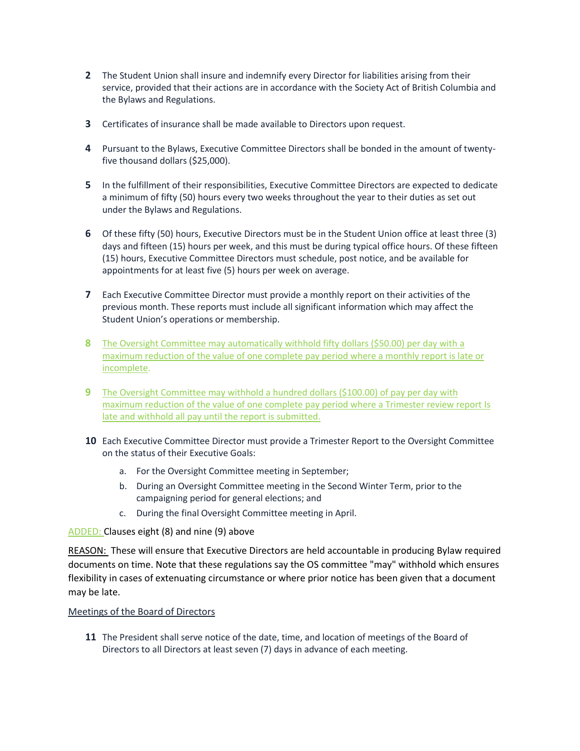**2** The Student Union shall insure and indemnify every Director for liabilities arising from their service, provided that their actions are in accordance with the Society Act of British Columbia and the Bylaws and Regulations.

**3** Certificates of insurance shall be made available to Directors upon request.

**4** Pursuant to the Bylaws, Executive Committee Directors shall be bonded in the amount of twenty-five thousand dollars ($25,000).

**5** In the fulfillment of their responsibilities, Executive Committee Directors are expected to dedicate a minimum of fifty (50) hours every two weeks throughout the year to their duties as set out under the Bylaws and Regulations.

**6** Of these fifty (50) hours, Executive Directors must be in the Student Union office at least three (3) days and fifteen (15) hours per week, and this must be during typical office hours. Of these fifteen (15) hours, Executive Committee Directors must schedule, post notice, and be available for appointments for at least five (5) hours per week on average.

**7** Each Executive Committee Director must provide a monthly report on their activities of the previous month. These reports must include all significant information which may affect the Student Union's operations or membership.

**8** The Oversight Committee may automatically withhold fifty dollars ($50.00) per day with a maximum reduction of the value of one complete pay period where a monthly report is late or incomplete.

**9** The Oversight Committee may withhold a hundred dollars ($100.00) of pay per day with maximum reduction of the value of one complete pay period where a Trimester review report Is late and withhold all pay until the report is submitted.

**10** Each Executive Committee Director must provide a Trimester Report to the Oversight Committee on the status of their Executive Goals:

a. For the Oversight Committee meeting in September;
b. During an Oversight Committee meeting in the Second Winter Term, prior to the campaigning period for general elections; and
c. During the final Oversight Committee meeting in April.

ADDED: Clauses eight (8) and nine (9) above

REASON: These will ensure that Executive Directors are held accountable in producing Bylaw required documents on time. Note that these regulations say the OS committee "may" withhold which ensures flexibility in cases of extenuating circumstance or where prior notice has been given that a document may be late.

Meetings of the Board of Directors

**11** The President shall serve notice of the date, time, and location of meetings of the Board of Directors to all Directors at least seven (7) days in advance of each meeting.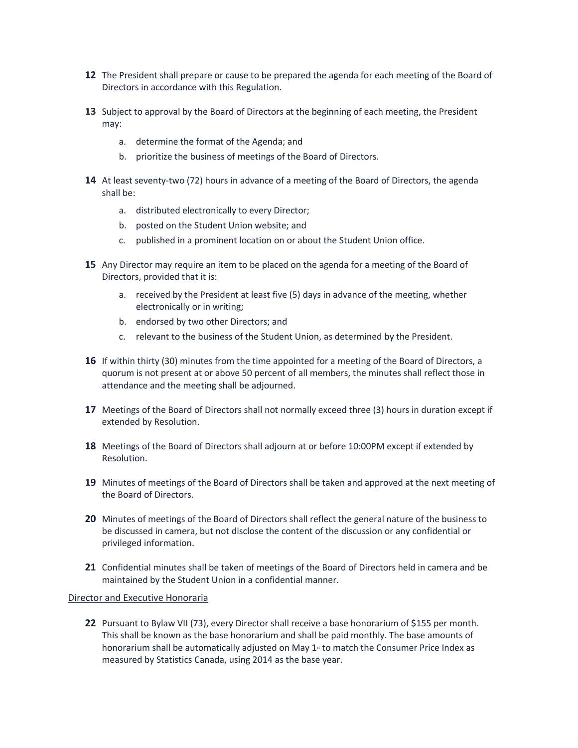**12** The President shall prepare or cause to be prepared the agenda for each meeting of the Board of Directors in accordance with this Regulation.

**13** Subject to approval by the Board of Directors at the beginning of each meeting, the President may:

a. determine the format of the Agenda; and

b. prioritize the business of meetings of the Board of Directors.

**14** At least seventy-two (72) hours in advance of a meeting of the Board of Directors, the agenda shall be:

a. distributed electronically to every Director;

b. posted on the Student Union website; and

c. published in a prominent location on or about the Student Union office.

**15** Any Director may require an item to be placed on the agenda for a meeting of the Board of Directors, provided that it is:

a. received by the President at least five (5) days in advance of the meeting, whether electronically or in writing;

b. endorsed by two other Directors; and

c. relevant to the business of the Student Union, as determined by the President.

**16** If within thirty (30) minutes from the time appointed for a meeting of the Board of Directors, a quorum is not present at or above 50 percent of all members, the minutes shall reflect those in attendance and the meeting shall be adjourned.

**17** Meetings of the Board of Directors shall not normally exceed three (3) hours in duration except if extended by Resolution.

**18** Meetings of the Board of Directors shall adjourn at or before 10:00PM except if extended by Resolution.

**19** Minutes of meetings of the Board of Directors shall be taken and approved at the next meeting of the Board of Directors.

**20** Minutes of meetings of the Board of Directors shall reflect the general nature of the business to be discussed in camera, but not disclose the content of the discussion or any confidential or privileged information.

**21** Confidential minutes shall be taken of meetings of the Board of Directors held in camera and be maintained by the Student Union in a confidential manner.

<u>Director and Executive Honoraria</u>

**22** Pursuant to Bylaw VII (73), every Director shall receive a base honorarium of $155 per month. This shall be known as the base honorarium and shall be paid monthly. The base amounts of honorarium shall be automatically adjusted on May 1st to match the Consumer Price Index as measured by Statistics Canada, using 2014 as the base year.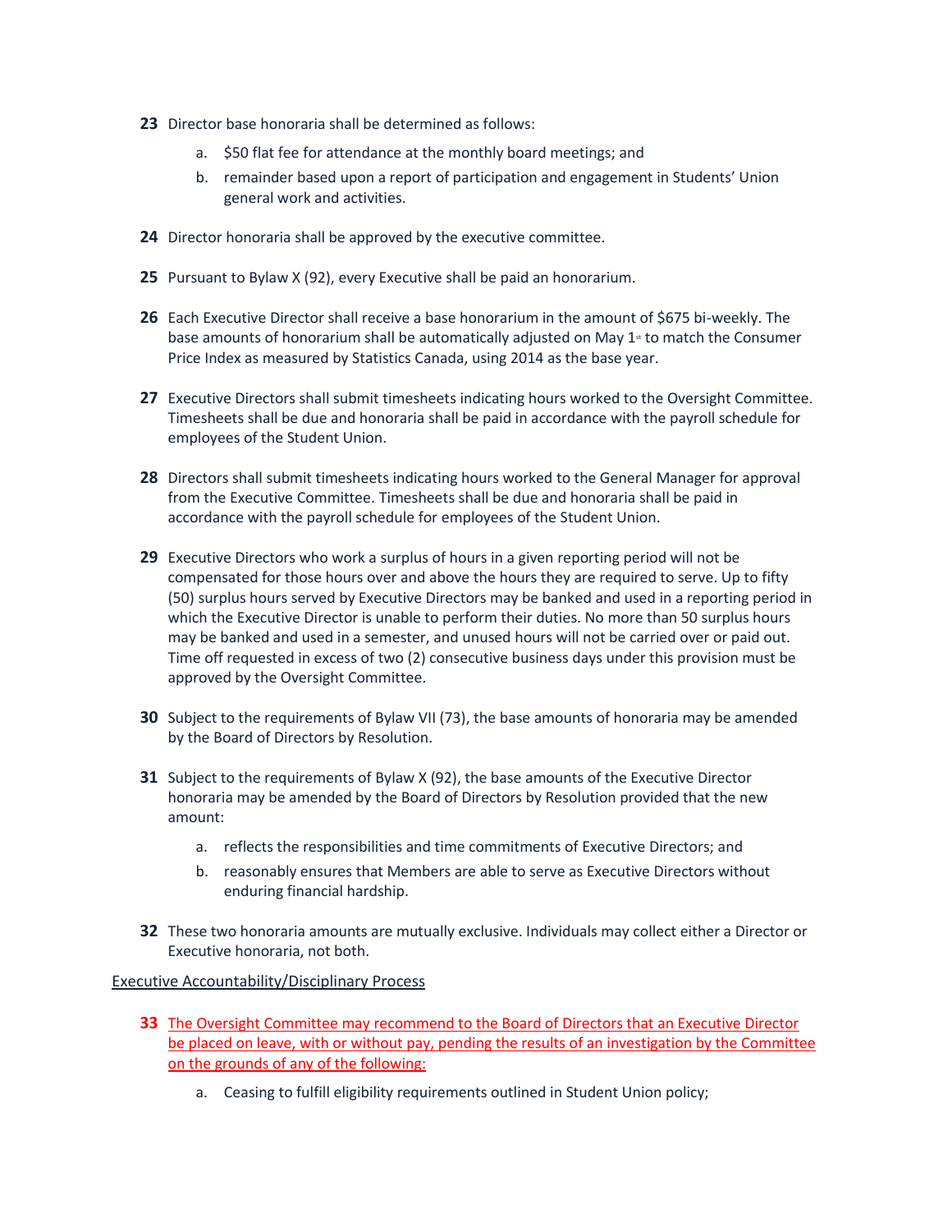**23** Director base honoraria shall be determined as follows:

   a. $50 flat fee for attendance at the monthly board meetings; and
   b. remainder based upon a report of participation and engagement in Students' Union general work and activities.

**24** Director honoraria shall be approved by the executive committee.

**25** Pursuant to Bylaw X (92), every Executive shall be paid an honorarium.

**26** Each Executive Director shall receive a base honorarium in the amount of $675 bi-weekly. The base amounts of honorarium shall be automatically adjusted on May 1st to match the Consumer Price Index as measured by Statistics Canada, using 2014 as the base year.

**27** Executive Directors shall submit timesheets indicating hours worked to the Oversight Committee. Timesheets shall be due and honoraria shall be paid in accordance with the payroll schedule for employees of the Student Union.

**28** Directors shall submit timesheets indicating hours worked to the General Manager for approval from the Executive Committee. Timesheets shall be due and honoraria shall be paid in accordance with the payroll schedule for employees of the Student Union.

**29** Executive Directors who work a surplus of hours in a given reporting period will not be compensated for those hours over and above the hours they are required to serve. Up to fifty (50) surplus hours served by Executive Directors may be banked and used in a reporting period in which the Executive Director is unable to perform their duties. No more than 50 surplus hours may be banked and used in a semester, and unused hours will not be carried over or paid out. Time off requested in excess of two (2) consecutive business days under this provision must be approved by the Oversight Committee.

**30** Subject to the requirements of Bylaw VII (73), the base amounts of honoraria may be amended by the Board of Directors by Resolution.

**31** Subject to the requirements of Bylaw X (92), the base amounts of the Executive Director honoraria may be amended by the Board of Directors by Resolution provided that the new amount:

   a. reflects the responsibilities and time commitments of Executive Directors; and
   b. reasonably ensures that Members are able to serve as Executive Directors without enduring financial hardship.

**32** These two honoraria amounts are mutually exclusive. Individuals may collect either a Director or Executive honoraria, not both.

Executive Accountability/Disciplinary Process

**33** The Oversight Committee may recommend to the Board of Directors that an Executive Director be placed on leave, with or without pay, pending the results of an investigation by the Committee on the grounds of any of the following:

   a. Ceasing to fulfill eligibility requirements outlined in Student Union policy;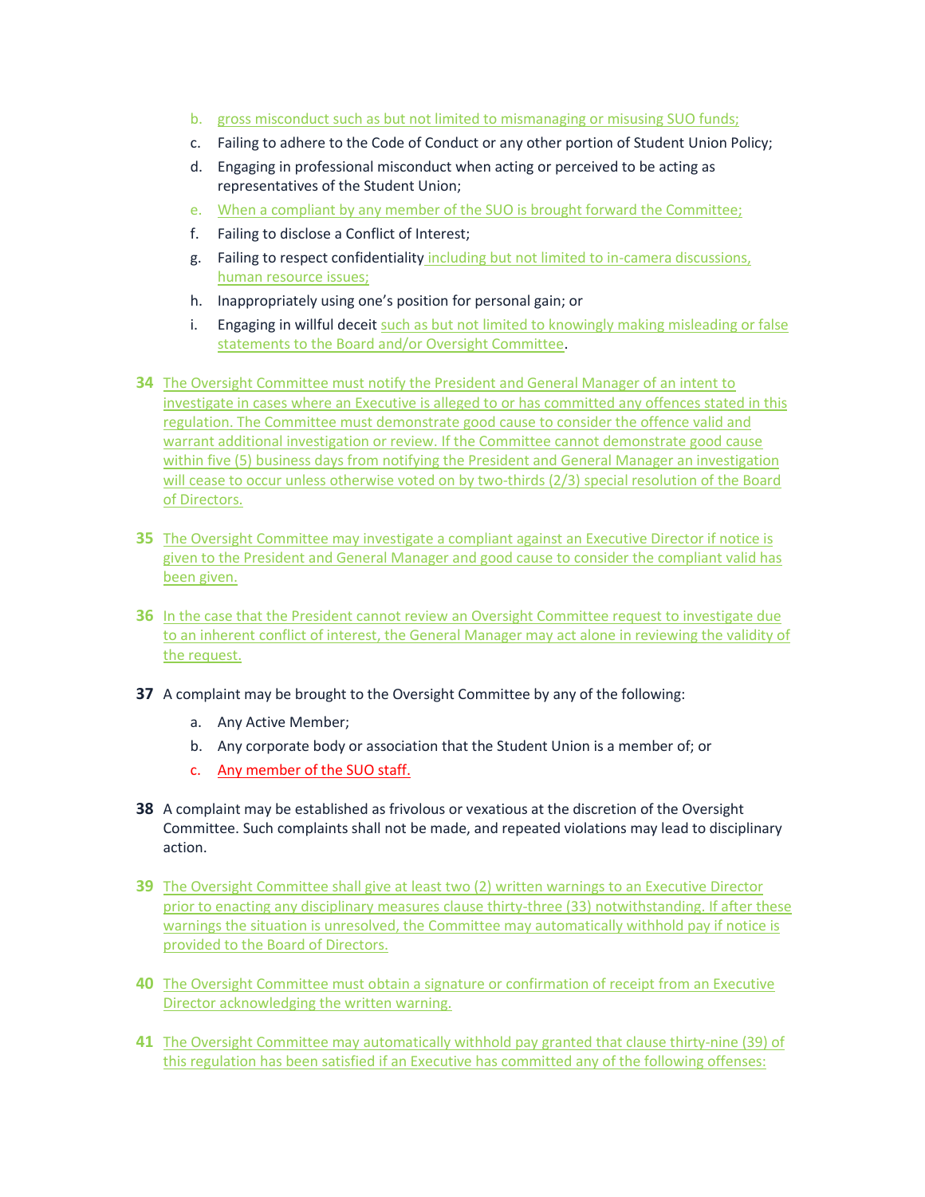b. gross misconduct such as but not limited to mismanaging or misusing SUO funds;
   c. Failing to adhere to the Code of Conduct or any other portion of Student Union Policy;
   d. Engaging in professional misconduct when acting or perceived to be acting as representatives of the Student Union;
   e. When a compliant by any member of the SUO is brought forward the Committee;
   f. Failing to disclose a Conflict of Interest;
   g. Failing to respect confidentiality including but not limited to in-camera discussions, human resource issues;
   h. Inappropriately using one's position for personal gain; or
   i. Engaging in willful deceit such as but not limited to knowingly making misleading or false statements to the Board and/or Oversight Committee.

**34** The Oversight Committee must notify the President and General Manager of an intent to investigate in cases where an Executive is alleged to or has committed any offences stated in this regulation. The Committee must demonstrate good cause to consider the offence valid and warrant additional investigation or review. If the Committee cannot demonstrate good cause within five (5) business days from notifying the President and General Manager an investigation will cease to occur unless otherwise voted on by two-thirds (2/3) special resolution of the Board of Directors.

**35** The Oversight Committee may investigate a compliant against an Executive Director if notice is given to the President and General Manager and good cause to consider the compliant valid has been given.

**36** In the case that the President cannot review an Oversight Committee request to investigate due to an inherent conflict of interest, the General Manager may act alone in reviewing the validity of the request.

**37** A complaint may be brought to the Oversight Committee by any of the following:

   a. Any Active Member;
   b. Any corporate body or association that the Student Union is a member of; or
   c. Any member of the SUO staff.

**38** A complaint may be established as frivolous or vexatious at the discretion of the Oversight Committee. Such complaints shall not be made, and repeated violations may lead to disciplinary action.

**39** The Oversight Committee shall give at least two (2) written warnings to an Executive Director prior to enacting any disciplinary measures clause thirty-three (33) notwithstanding. If after these warnings the situation is unresolved, the Committee may automatically withhold pay if notice is provided to the Board of Directors.

**40** The Oversight Committee must obtain a signature or confirmation of receipt from an Executive Director acknowledging the written warning.

**41** The Oversight Committee may automatically withhold pay granted that clause thirty-nine (39) of this regulation has been satisfied if an Executive has committed any of the following offenses: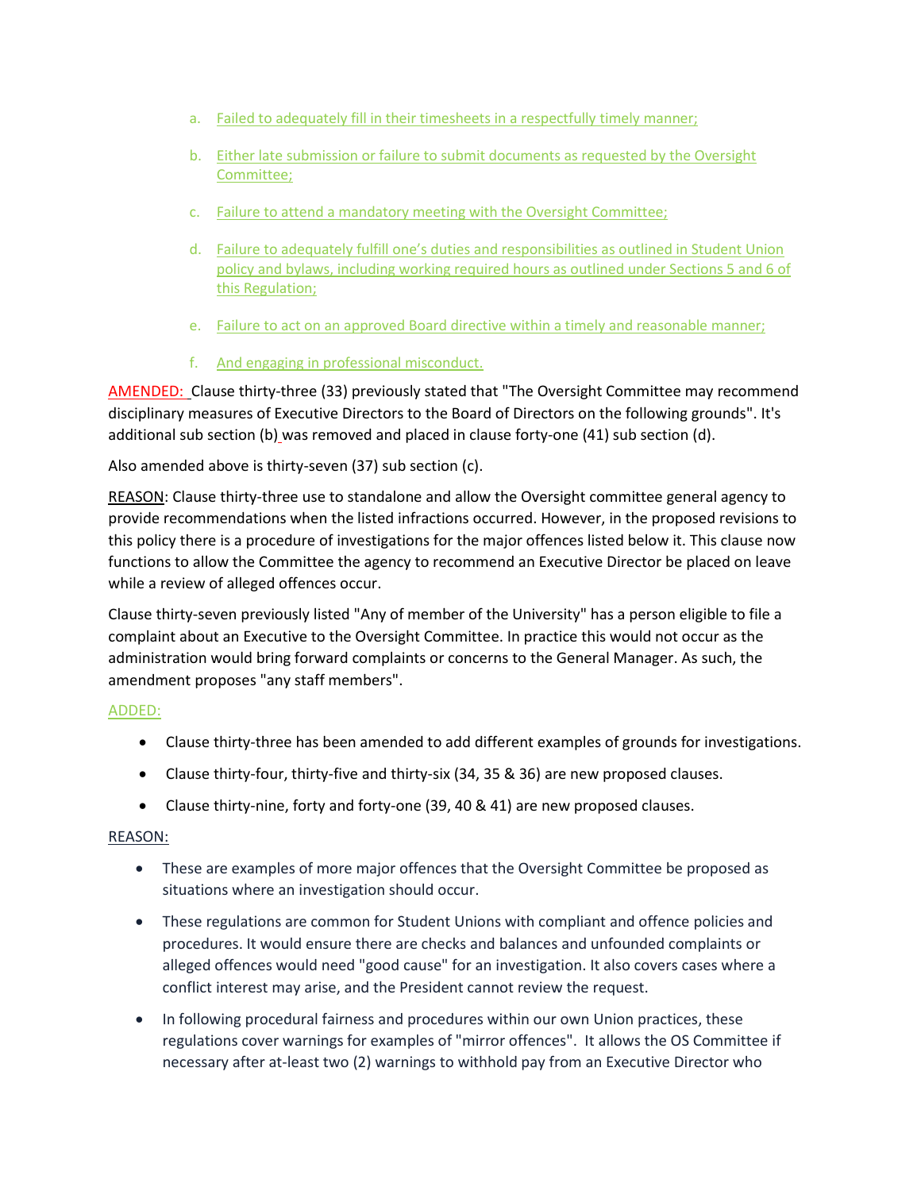a. Failed to adequately fill in their timesheets in a respectfully timely manner;

b. Either late submission or failure to submit documents as requested by the Oversight Committee;

c. Failure to attend a mandatory meeting with the Oversight Committee;

d. Failure to adequately fulfill one's duties and responsibilities as outlined in Student Union policy and bylaws, including working required hours as outlined under Sections 5 and 6 of this Regulation;

e. Failure to act on an approved Board directive within a timely and reasonable manner;

f. And engaging in professional misconduct.

AMENDED: Clause thirty-three (33) previously stated that "The Oversight Committee may recommend disciplinary measures of Executive Directors to the Board of Directors on the following grounds". It's additional sub section (b) was removed and placed in clause forty-one (41) sub section (d).

Also amended above is thirty-seven (37) sub section (c).

REASON: Clause thirty-three use to standalone and allow the Oversight committee general agency to provide recommendations when the listed infractions occurred. However, in the proposed revisions to this policy there is a procedure of investigations for the major offences listed below it. This clause now functions to allow the Committee the agency to recommend an Executive Director be placed on leave while a review of alleged offences occur.

Clause thirty-seven previously listed "Any of member of the University" has a person eligible to file a complaint about an Executive to the Oversight Committee. In practice this would not occur as the administration would bring forward complaints or concerns to the General Manager. As such, the amendment proposes "any staff members".

ADDED:

- Clause thirty-three has been amended to add different examples of grounds for investigations.
- Clause thirty-four, thirty-five and thirty-six (34, 35 & 36) are new proposed clauses.
- Clause thirty-nine, forty and forty-one (39, 40 & 41) are new proposed clauses.

REASON:

- These are examples of more major offences that the Oversight Committee be proposed as situations where an investigation should occur.
- These regulations are common for Student Unions with compliant and offence policies and procedures. It would ensure there are checks and balances and unfounded complaints or alleged offences would need "good cause" for an investigation. It also covers cases where a conflict interest may arise, and the President cannot review the request.
- In following procedural fairness and procedures within our own Union practices, these regulations cover warnings for examples of "mirror offences". It allows the OS Committee if necessary after at-least two (2) warnings to withhold pay from an Executive Director who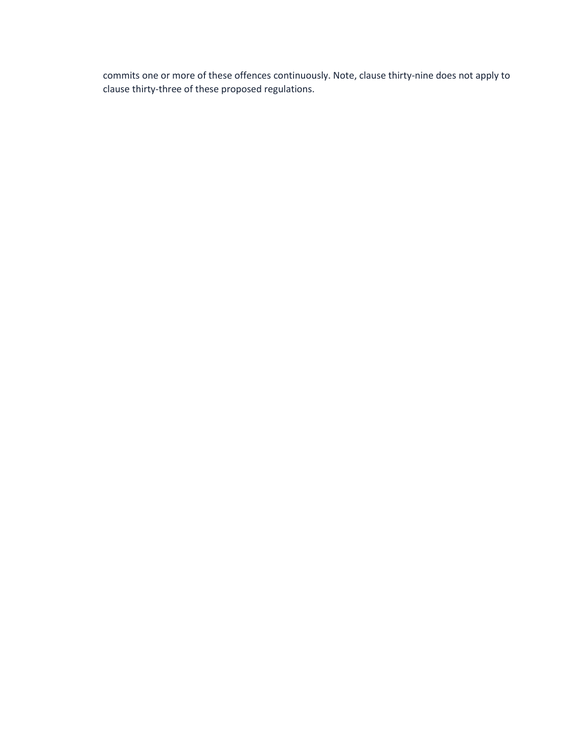commits one or more of these offences continuously. Note, clause thirty-nine does not apply to clause thirty-three of these proposed regulations.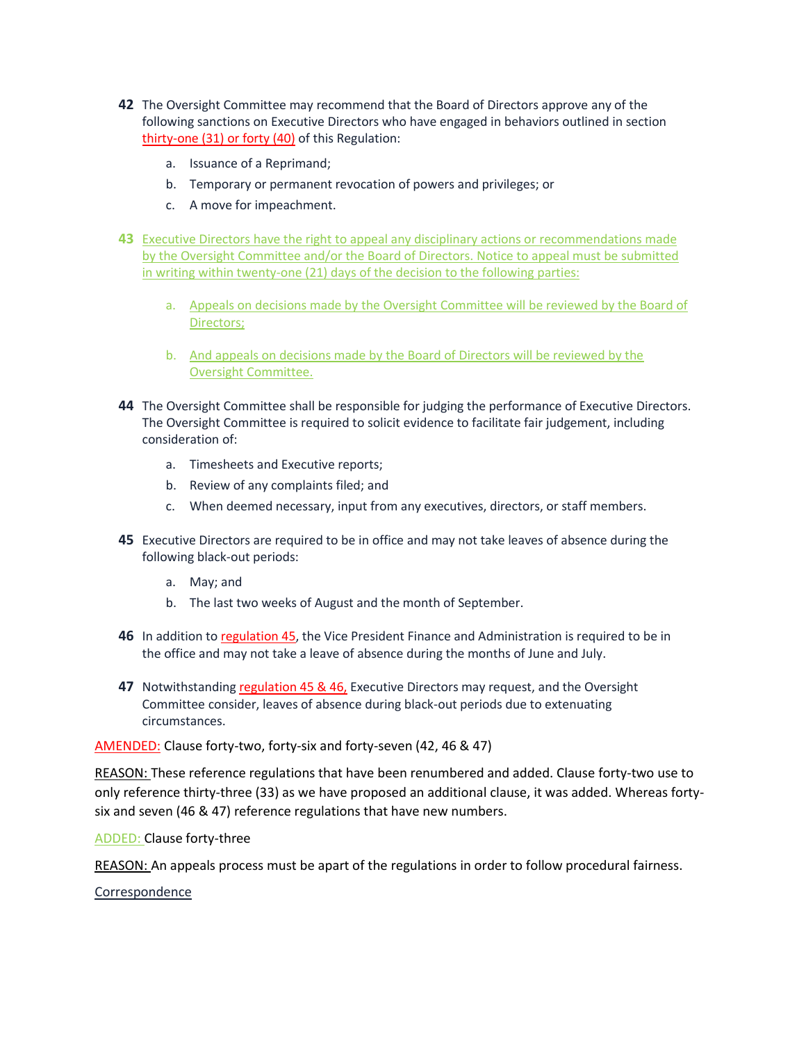**42** The Oversight Committee may recommend that the Board of Directors approve any of the following sanctions on Executive Directors who have engaged in behaviors outlined in section thirty-one (31) or forty (40) of this Regulation:

a. Issuance of a Reprimand;

b. Temporary or permanent revocation of powers and privileges; or

c. A move for impeachment.

**43** Executive Directors have the right to appeal any disciplinary actions or recommendations made by the Oversight Committee and/or the Board of Directors. Notice to appeal must be submitted in writing within twenty-one (21) days of the decision to the following parties:

a. Appeals on decisions made by the Oversight Committee will be reviewed by the Board of Directors;

b. And appeals on decisions made by the Board of Directors will be reviewed by the Oversight Committee.

**44** The Oversight Committee shall be responsible for judging the performance of Executive Directors. The Oversight Committee is required to solicit evidence to facilitate fair judgement, including consideration of:

a. Timesheets and Executive reports;

b. Review of any complaints filed; and

c. When deemed necessary, input from any executives, directors, or staff members.

**45** Executive Directors are required to be in office and may not take leaves of absence during the following black-out periods:

a. May; and

b. The last two weeks of August and the month of September.

**46** In addition to regulation 45, the Vice President Finance and Administration is required to be in the office and may not take a leave of absence during the months of June and July.

**47** Notwithstanding regulation 45 & 46, Executive Directors may request, and the Oversight Committee consider, leaves of absence during black-out periods due to extenuating circumstances.

AMENDED: Clause forty-two, forty-six and forty-seven (42, 46 & 47)

REASON: These reference regulations that have been renumbered and added. Clause forty-two use to only reference thirty-three (33) as we have proposed an additional clause, it was added. Whereas forty-six and seven (46 & 47) reference regulations that have new numbers.

ADDED: Clause forty-three

REASON: An appeals process must be apart of the regulations in order to follow procedural fairness.

Correspondence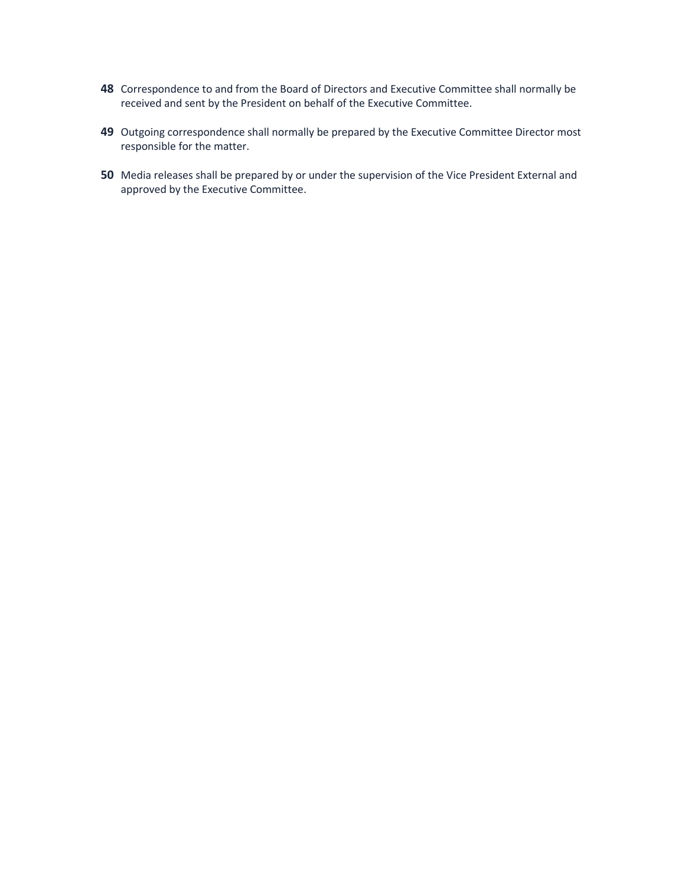**48** Correspondence to and from the Board of Directors and Executive Committee shall normally be received and sent by the President on behalf of the Executive Committee.

**49** Outgoing correspondence shall normally be prepared by the Executive Committee Director most responsible for the matter.

**50** Media releases shall be prepared by or under the supervision of the Vice President External and approved by the Executive Committee.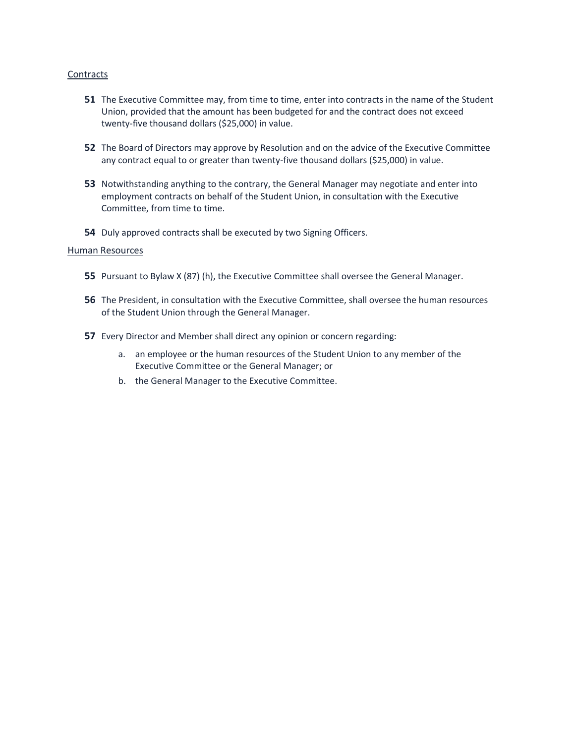## Contracts

**51** The Executive Committee may, from time to time, enter into contracts in the name of the Student Union, provided that the amount has been budgeted for and the contract does not exceed twenty-five thousand dollars ($25,000) in value.

**52** The Board of Directors may approve by Resolution and on the advice of the Executive Committee any contract equal to or greater than twenty-five thousand dollars ($25,000) in value.

**53** Notwithstanding anything to the contrary, the General Manager may negotiate and enter into employment contracts on behalf of the Student Union, in consultation with the Executive Committee, from time to time.

**54** Duly approved contracts shall be executed by two Signing Officers.

## Human Resources

**55** Pursuant to Bylaw X (87) (h), the Executive Committee shall oversee the General Manager.

**56** The President, in consultation with the Executive Committee, shall oversee the human resources of the Student Union through the General Manager.

**57** Every Director and Member shall direct any opinion or concern regarding:

a. an employee or the human resources of the Student Union to any member of the Executive Committee or the General Manager; or

b. the General Manager to the Executive Committee.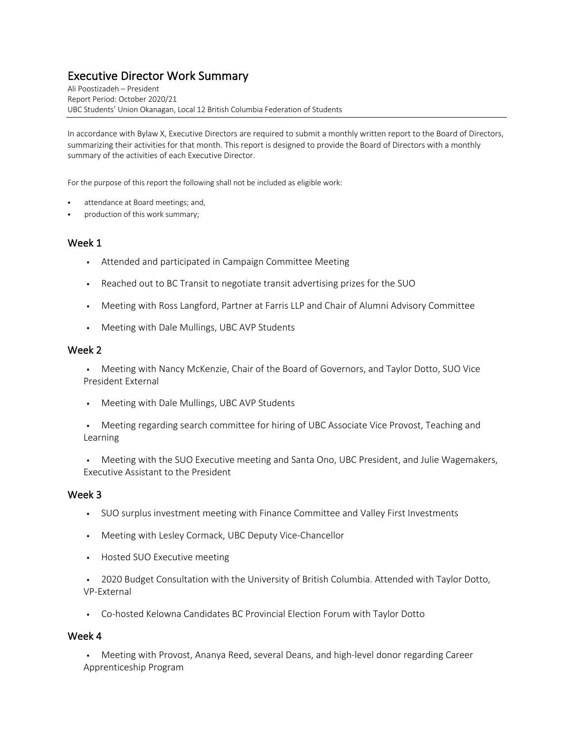# Executive Director Work Summary

Ali Poostizadeh – President
Report Period: October 2020/21
UBC Students' Union Okanagan, Local 12 British Columbia Federation of Students

In accordance with Bylaw X, Executive Directors are required to submit a monthly written report to the Board of Directors, summarizing their activities for that month. This report is designed to provide the Board of Directors with a monthly summary of the activities of each Executive Director.

For the purpose of this report the following shall not be included as eligible work:

- attendance at Board meetings; and,
- production of this work summary;

## Week 1

- Attended and participated in Campaign Committee Meeting
- Reached out to BC Transit to negotiate transit advertising prizes for the SUO
- Meeting with Ross Langford, Partner at Farris LLP and Chair of Alumni Advisory Committee
- Meeting with Dale Mullings, UBC AVP Students

## Week 2

- Meeting with Nancy McKenzie, Chair of the Board of Governors, and Taylor Dotto, SUO Vice President External
- Meeting with Dale Mullings, UBC AVP Students
- Meeting regarding search committee for hiring of UBC Associate Vice Provost, Teaching and Learning
- Meeting with the SUO Executive meeting and Santa Ono, UBC President, and Julie Wagemakers, Executive Assistant to the President

## Week 3

- SUO surplus investment meeting with Finance Committee and Valley First Investments
- Meeting with Lesley Cormack, UBC Deputy Vice-Chancellor
- Hosted SUO Executive meeting
- 2020 Budget Consultation with the University of British Columbia. Attended with Taylor Dotto, VP-External
- Co-hosted Kelowna Candidates BC Provincial Election Forum with Taylor Dotto

## Week 4

- Meeting with Provost, Ananya Reed, several Deans, and high-level donor regarding Career Apprenticeship Program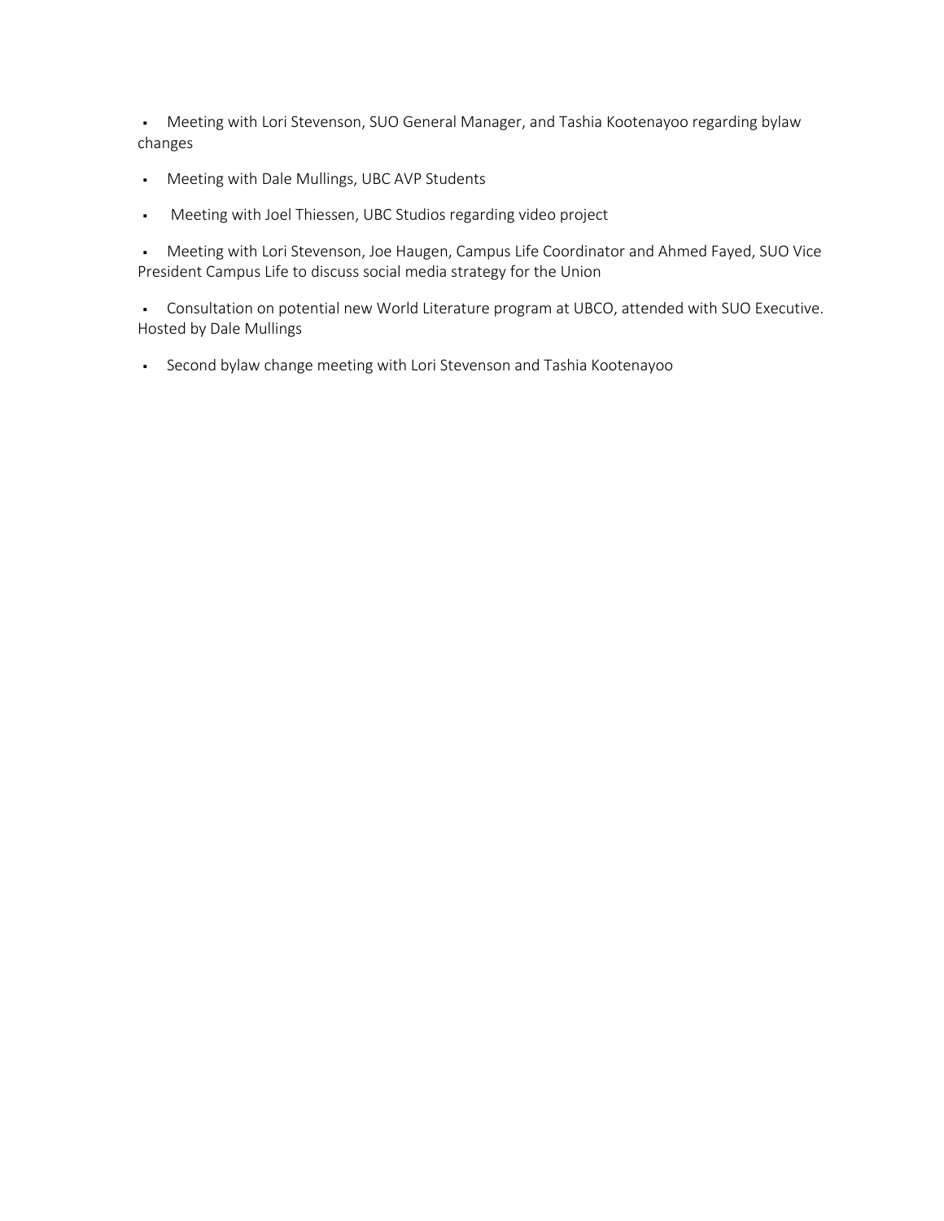- Meeting with Lori Stevenson, SUO General Manager, and Tashia Kootenayoo regarding bylaw changes
- Meeting with Dale Mullings, UBC AVP Students
- Meeting with Joel Thiessen, UBC Studios regarding video project
- Meeting with Lori Stevenson, Joe Haugen, Campus Life Coordinator and Ahmed Fayed, SUO Vice President Campus Life to discuss social media strategy for the Union
- Consultation on potential new World Literature program at UBCO, attended with SUO Executive. Hosted by Dale Mullings
- Second bylaw change meeting with Lori Stevenson and Tashia Kootenayoo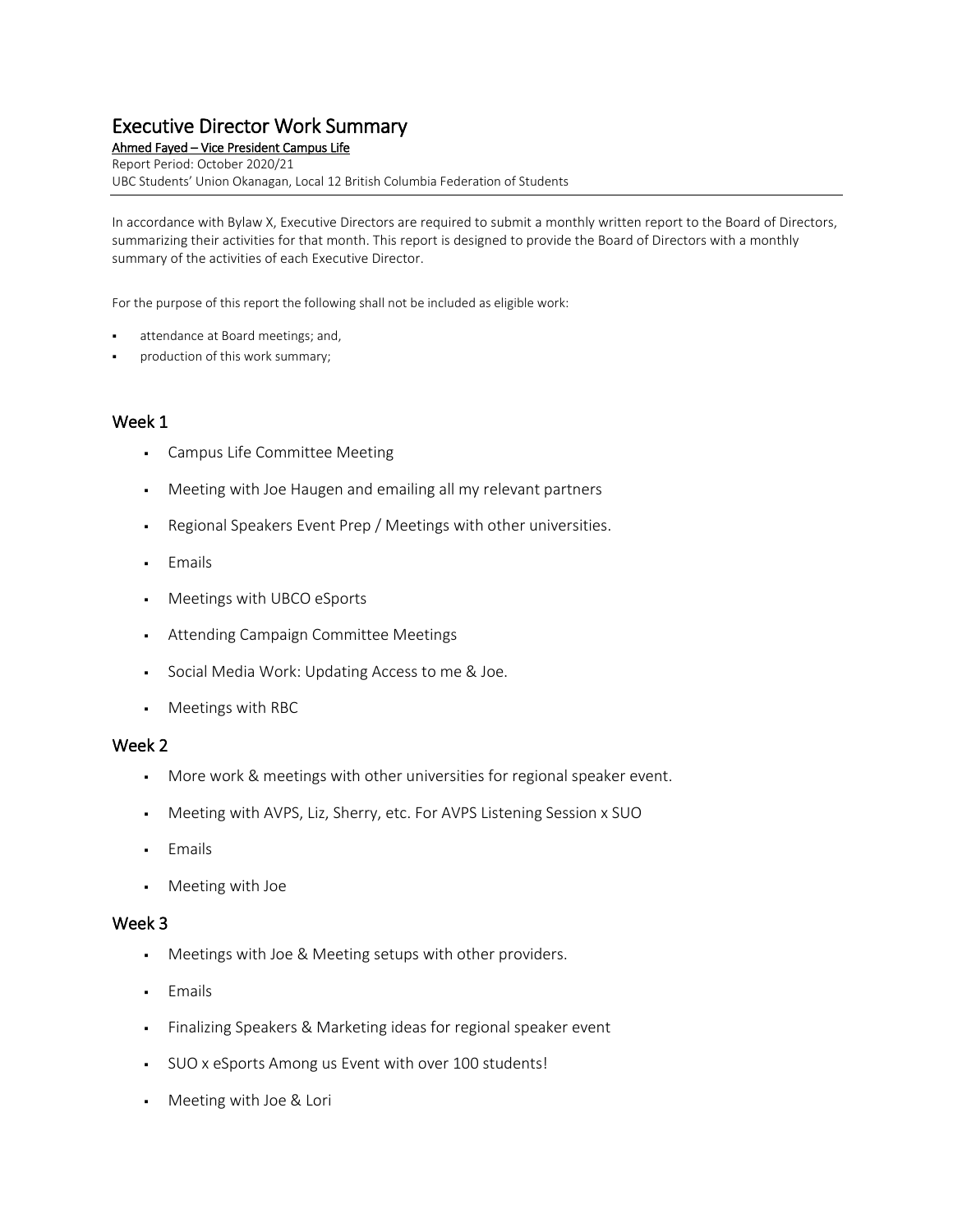# Executive Director Work Summary

**Ahmed Fayed – Vice President Campus Life**

Report Period: October 2020/21

UBC Students' Union Okanagan, Local 12 British Columbia Federation of Students

In accordance with Bylaw X, Executive Directors are required to submit a monthly written report to the Board of Directors, summarizing their activities for that month. This report is designed to provide the Board of Directors with a monthly summary of the activities of each Executive Director.

For the purpose of this report the following shall not be included as eligible work:

- attendance at Board meetings; and,
- production of this work summary;

## Week 1

- Campus Life Committee Meeting
- Meeting with Joe Haugen and emailing all my relevant partners
- Regional Speakers Event Prep / Meetings with other universities.
- Emails
- Meetings with UBCO eSports
- Attending Campaign Committee Meetings
- Social Media Work: Updating Access to me & Joe.
- Meetings with RBC

## Week 2

- More work & meetings with other universities for regional speaker event.
- Meeting with AVPS, Liz, Sherry, etc. For AVPS Listening Session x SUO
- Emails
- Meeting with Joe

## Week 3

- Meetings with Joe & Meeting setups with other providers.
- Emails
- Finalizing Speakers & Marketing ideas for regional speaker event
- SUO x eSports Among us Event with over 100 students!
- Meeting with Joe & Lori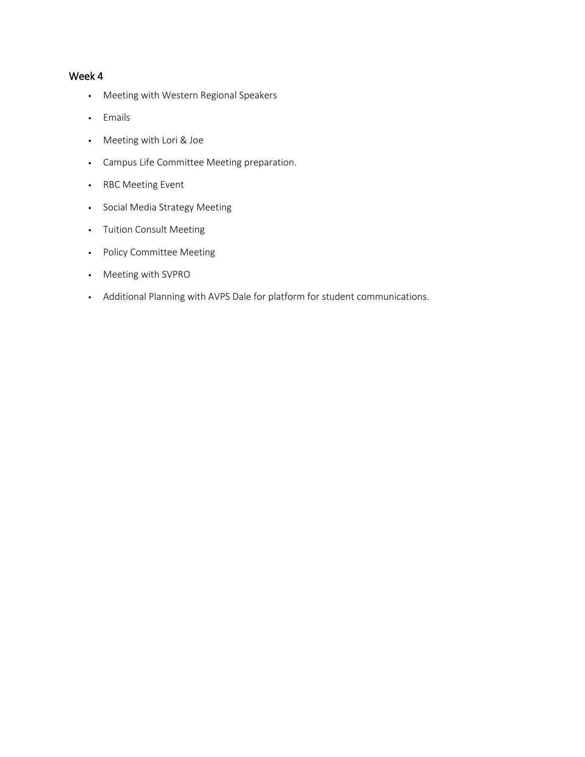## Week 4

- Meeting with Western Regional Speakers
- Emails
- Meeting with Lori & Joe
- Campus Life Committee Meeting preparation.
- RBC Meeting Event
- Social Media Strategy Meeting
- Tuition Consult Meeting
- Policy Committee Meeting
- Meeting with SVPRO
- Additional Planning with AVPS Dale for platform for student communications.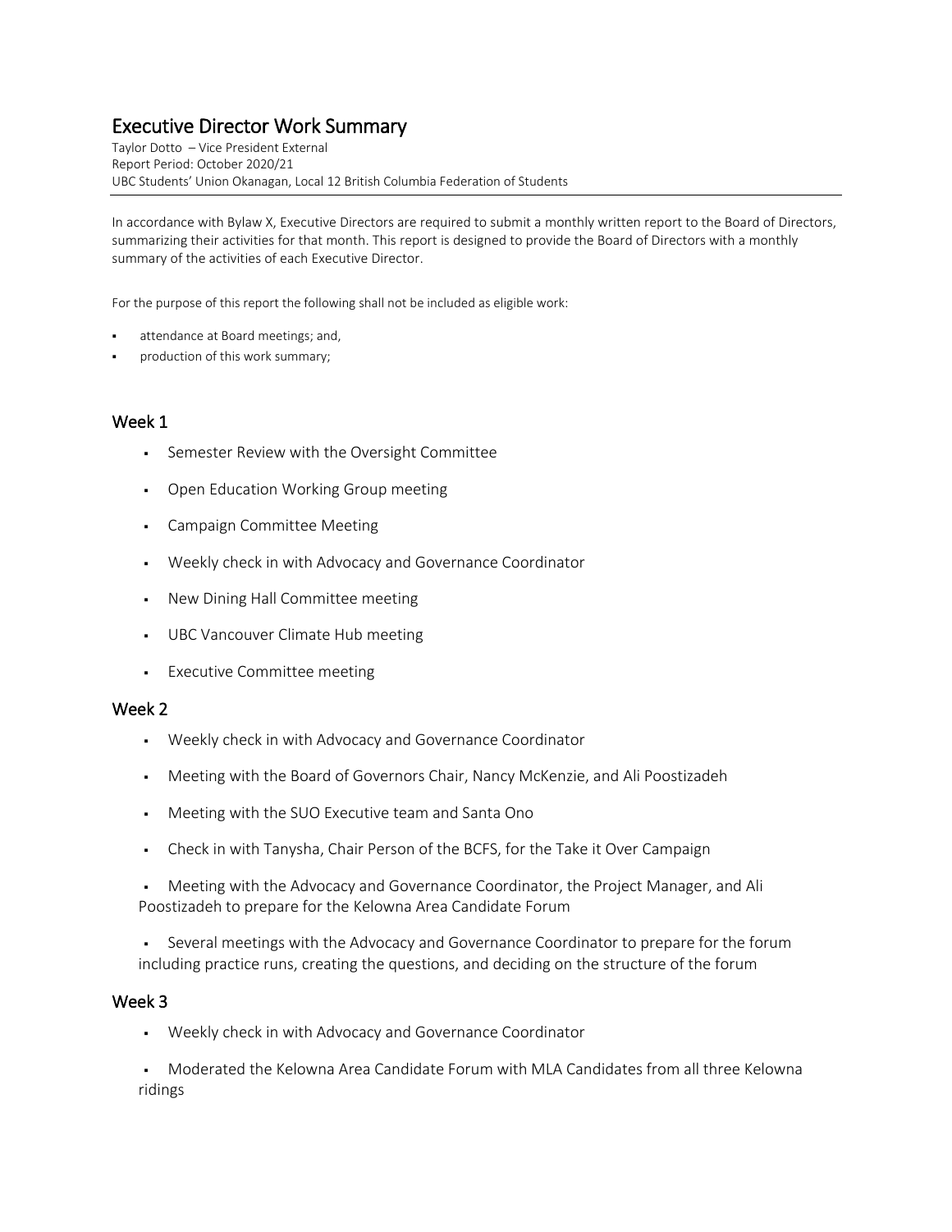# Executive Director Work Summary

Taylor Dotto – Vice President External
Report Period: October 2020/21
UBC Students' Union Okanagan, Local 12 British Columbia Federation of Students

In accordance with Bylaw X, Executive Directors are required to submit a monthly written report to the Board of Directors, summarizing their activities for that month. This report is designed to provide the Board of Directors with a monthly summary of the activities of each Executive Director.

For the purpose of this report the following shall not be included as eligible work:

- attendance at Board meetings; and,
- production of this work summary;

## Week 1

- Semester Review with the Oversight Committee
- Open Education Working Group meeting
- Campaign Committee Meeting
- Weekly check in with Advocacy and Governance Coordinator
- New Dining Hall Committee meeting
- UBC Vancouver Climate Hub meeting
- Executive Committee meeting

## Week 2

- Weekly check in with Advocacy and Governance Coordinator
- Meeting with the Board of Governors Chair, Nancy McKenzie, and Ali Poostizadeh
- Meeting with the SUO Executive team and Santa Ono
- Check in with Tanysha, Chair Person of the BCFS, for the Take it Over Campaign
- Meeting with the Advocacy and Governance Coordinator, the Project Manager, and Ali Poostizadeh to prepare for the Kelowna Area Candidate Forum
- Several meetings with the Advocacy and Governance Coordinator to prepare for the forum including practice runs, creating the questions, and deciding on the structure of the forum

## Week 3

- Weekly check in with Advocacy and Governance Coordinator
- Moderated the Kelowna Area Candidate Forum with MLA Candidates from all three Kelowna ridings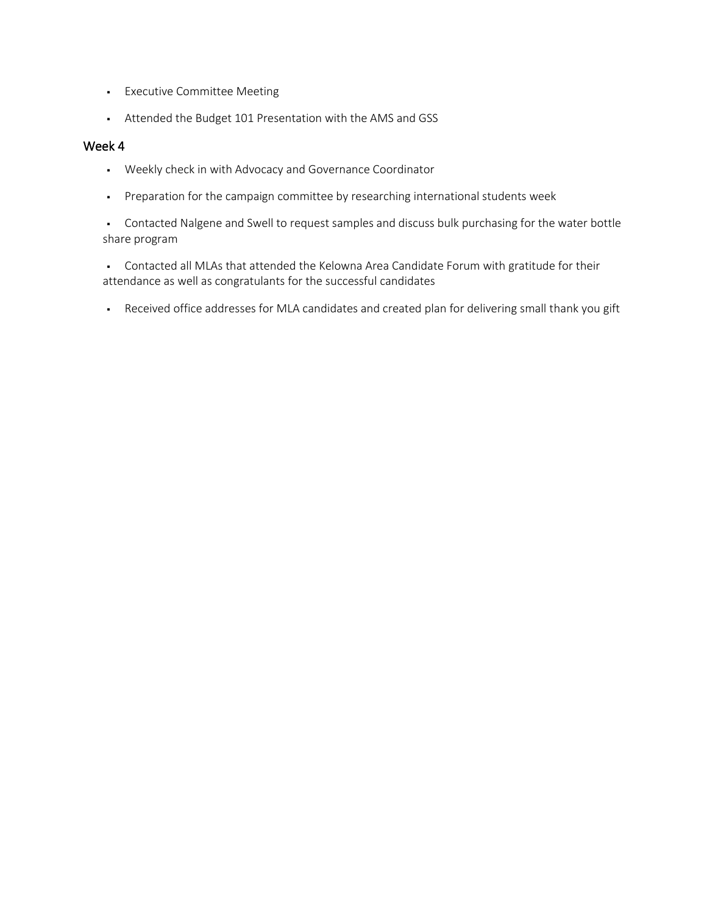- Executive Committee Meeting
- Attended the Budget 101 Presentation with the AMS and GSS

## Week 4

- Weekly check in with Advocacy and Governance Coordinator
- Preparation for the campaign committee by researching international students week
- Contacted Nalgene and Swell to request samples and discuss bulk purchasing for the water bottle share program
- Contacted all MLAs that attended the Kelowna Area Candidate Forum with gratitude for their attendance as well as congratulants for the successful candidates
- Received office addresses for MLA candidates and created plan for delivering small thank you gift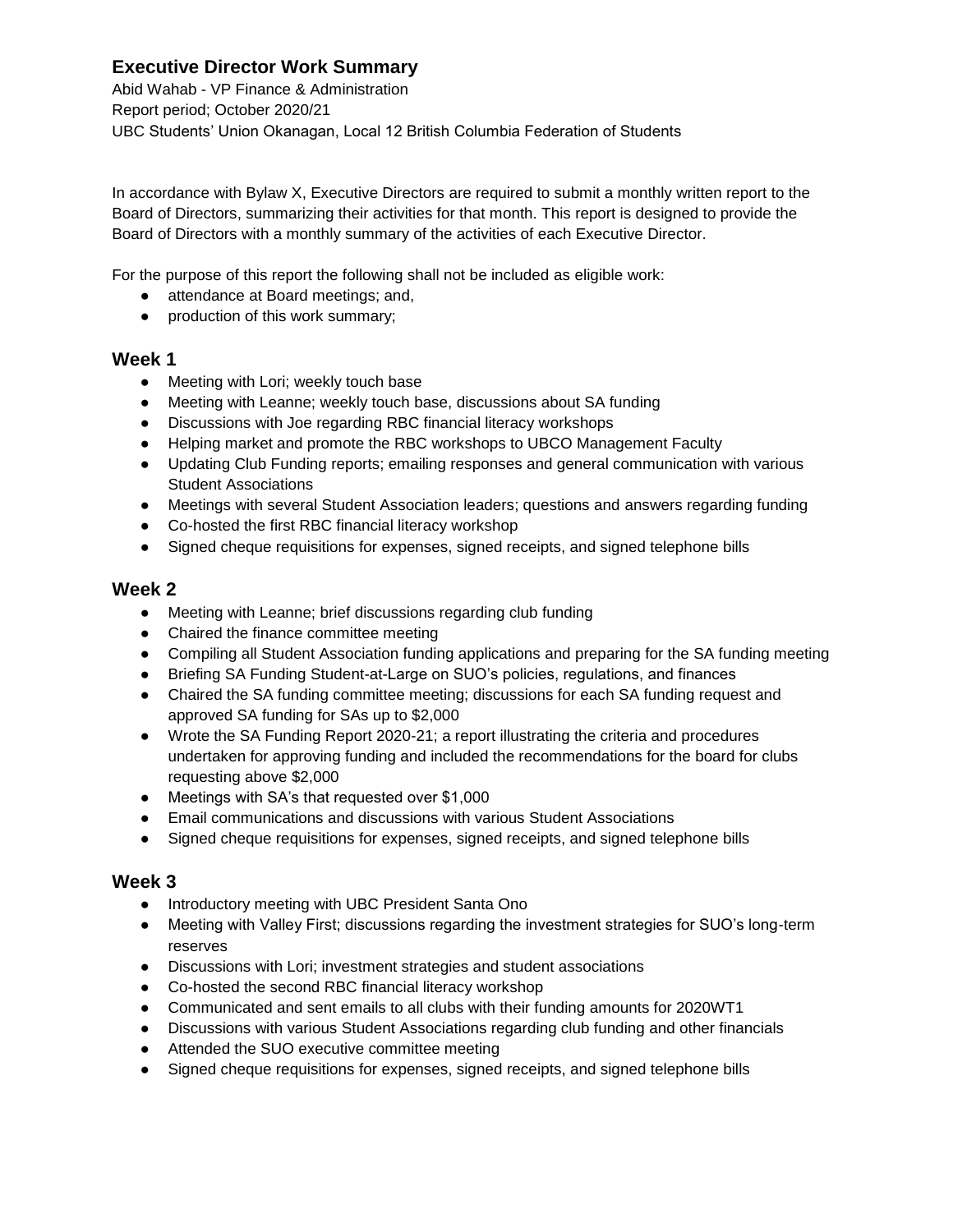## Executive Director Work Summary

Abid Wahab - VP Finance & Administration
Report period; October 2020/21
UBC Students' Union Okanagan, Local 12 British Columbia Federation of Students

In accordance with Bylaw X, Executive Directors are required to submit a monthly written report to the Board of Directors, summarizing their activities for that month. This report is designed to provide the Board of Directors with a monthly summary of the activities of each Executive Director.

For the purpose of this report the following shall not be included as eligible work:

- attendance at Board meetings; and,
- production of this work summary;

### Week 1

- Meeting with Lori; weekly touch base
- Meeting with Leanne; weekly touch base, discussions about SA funding
- Discussions with Joe regarding RBC financial literacy workshops
- Helping market and promote the RBC workshops to UBCO Management Faculty
- Updating Club Funding reports; emailing responses and general communication with various Student Associations
- Meetings with several Student Association leaders; questions and answers regarding funding
- Co-hosted the first RBC financial literacy workshop
- Signed cheque requisitions for expenses, signed receipts, and signed telephone bills

### Week 2

- Meeting with Leanne; brief discussions regarding club funding
- Chaired the finance committee meeting
- Compiling all Student Association funding applications and preparing for the SA funding meeting
- Briefing SA Funding Student-at-Large on SUO's policies, regulations, and finances
- Chaired the SA funding committee meeting; discussions for each SA funding request and approved SA funding for SAs up to $2,000
- Wrote the SA Funding Report 2020-21; a report illustrating the criteria and procedures undertaken for approving funding and included the recommendations for the board for clubs requesting above $2,000
- Meetings with SA's that requested over $1,000
- Email communications and discussions with various Student Associations
- Signed cheque requisitions for expenses, signed receipts, and signed telephone bills

### Week 3

- Introductory meeting with UBC President Santa Ono
- Meeting with Valley First; discussions regarding the investment strategies for SUO's long-term reserves
- Discussions with Lori; investment strategies and student associations
- Co-hosted the second RBC financial literacy workshop
- Communicated and sent emails to all clubs with their funding amounts for 2020WT1
- Discussions with various Student Associations regarding club funding and other financials
- Attended the SUO executive committee meeting
- Signed cheque requisitions for expenses, signed receipts, and signed telephone bills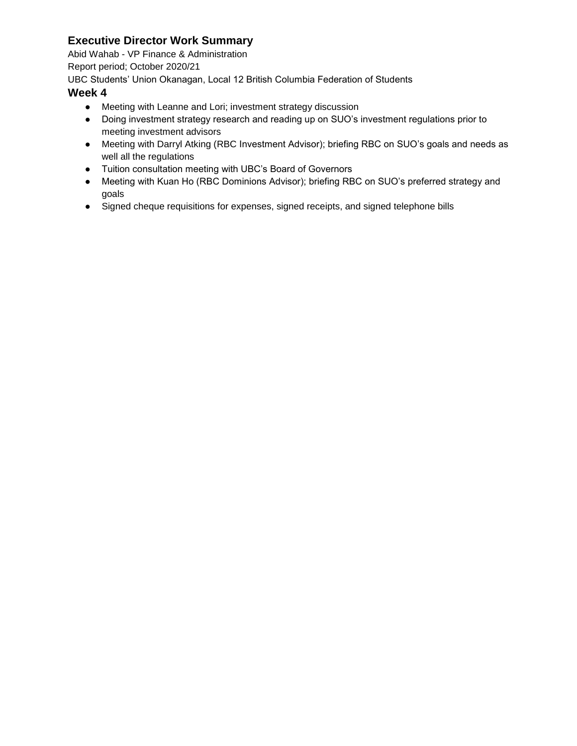## Executive Director Work Summary

Abid Wahab - VP Finance & Administration

Report period; October 2020/21

UBC Students' Union Okanagan, Local 12 British Columbia Federation of Students

### Week 4

- Meeting with Leanne and Lori; investment strategy discussion
- Doing investment strategy research and reading up on SUO's investment regulations prior to meeting investment advisors
- Meeting with Darryl Atking (RBC Investment Advisor); briefing RBC on SUO's goals and needs as well all the regulations
- Tuition consultation meeting with UBC's Board of Governors
- Meeting with Kuan Ho (RBC Dominions Advisor); briefing RBC on SUO's preferred strategy and goals
- Signed cheque requisitions for expenses, signed receipts, and signed telephone bills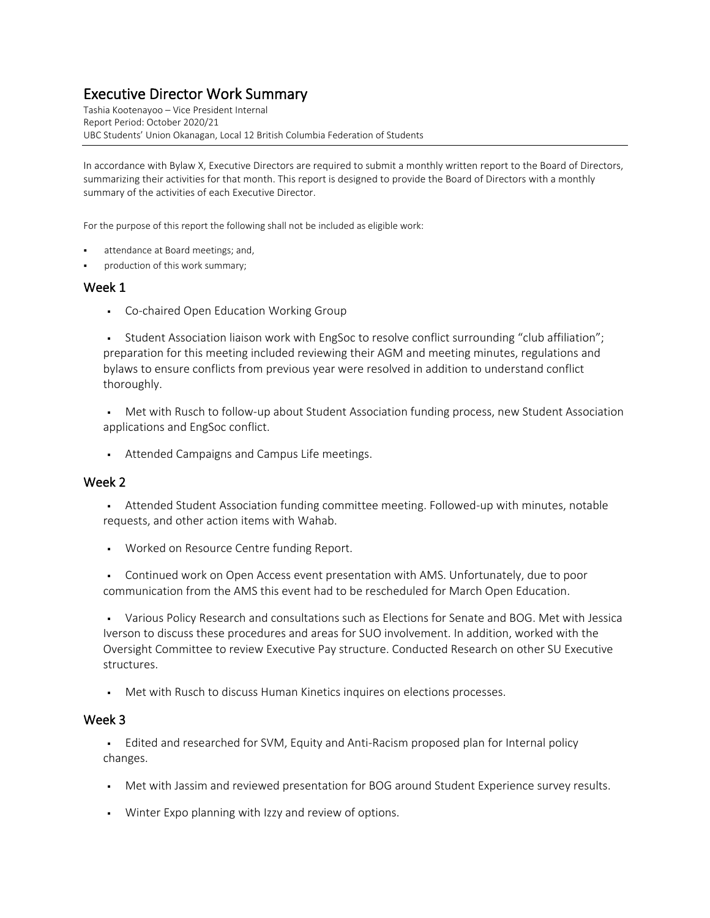# Executive Director Work Summary

Tashia Kootenayoo – Vice President Internal
Report Period: October 2020/21
UBC Students' Union Okanagan, Local 12 British Columbia Federation of Students

In accordance with Bylaw X, Executive Directors are required to submit a monthly written report to the Board of Directors, summarizing their activities for that month. This report is designed to provide the Board of Directors with a monthly summary of the activities of each Executive Director.

For the purpose of this report the following shall not be included as eligible work:

- attendance at Board meetings; and,
- production of this work summary;

## Week 1

- Co-chaired Open Education Working Group
- Student Association liaison work with EngSoc to resolve conflict surrounding "club affiliation"; preparation for this meeting included reviewing their AGM and meeting minutes, regulations and bylaws to ensure conflicts from previous year were resolved in addition to understand conflict thoroughly.
- Met with Rusch to follow-up about Student Association funding process, new Student Association applications and EngSoc conflict.
- Attended Campaigns and Campus Life meetings.

## Week 2

- Attended Student Association funding committee meeting. Followed-up with minutes, notable requests, and other action items with Wahab.
- Worked on Resource Centre funding Report.
- Continued work on Open Access event presentation with AMS. Unfortunately, due to poor communication from the AMS this event had to be rescheduled for March Open Education.
- Various Policy Research and consultations such as Elections for Senate and BOG. Met with Jessica Iverson to discuss these procedures and areas for SUO involvement. In addition, worked with the Oversight Committee to review Executive Pay structure. Conducted Research on other SU Executive structures.
- Met with Rusch to discuss Human Kinetics inquires on elections processes.

## Week 3

- Edited and researched for SVM, Equity and Anti-Racism proposed plan for Internal policy changes.
- Met with Jassim and reviewed presentation for BOG around Student Experience survey results.
- Winter Expo planning with Izzy and review of options.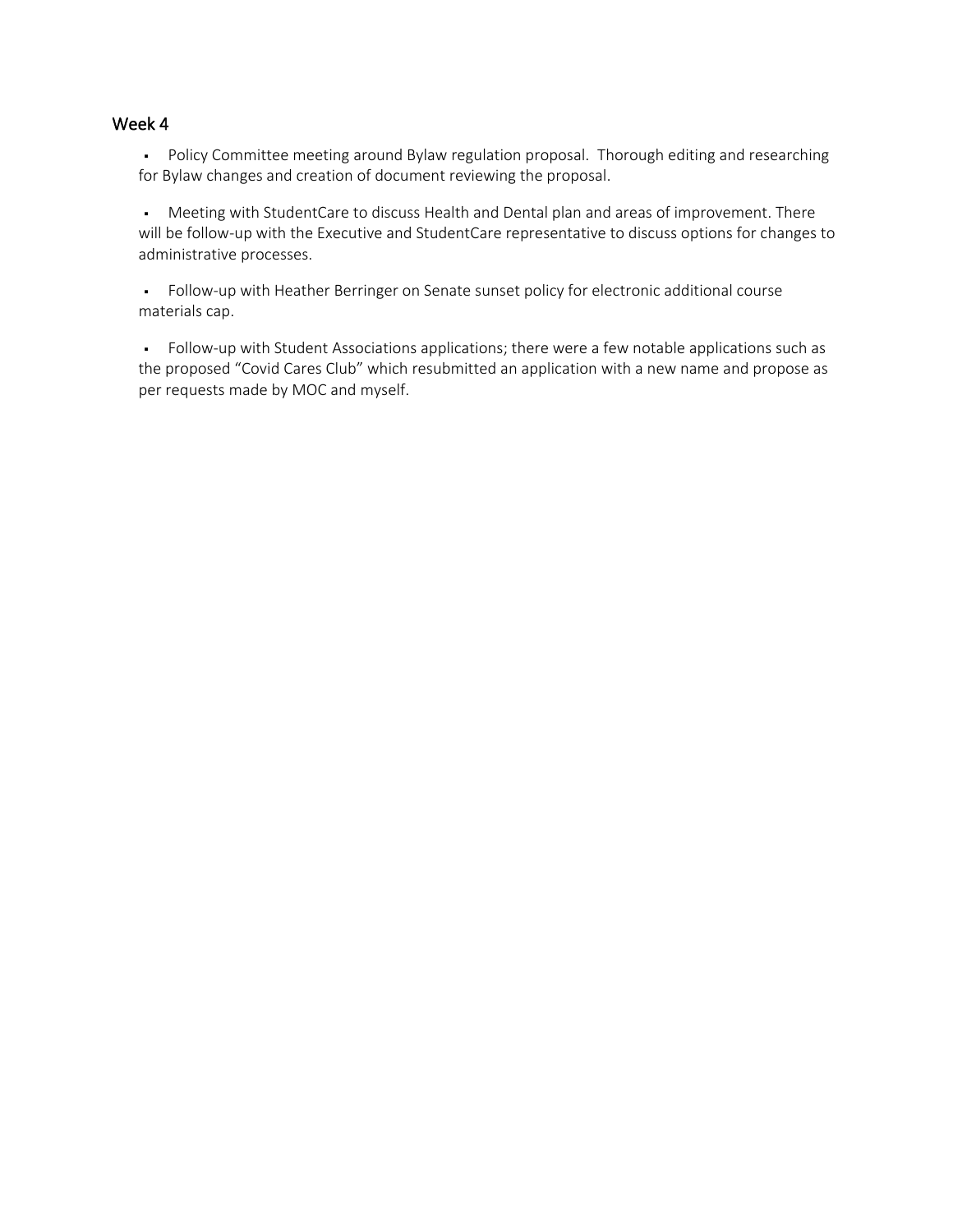## Week 4

- Policy Committee meeting around Bylaw regulation proposal. Thorough editing and researching for Bylaw changes and creation of document reviewing the proposal.

- Meeting with StudentCare to discuss Health and Dental plan and areas of improvement. There will be follow-up with the Executive and StudentCare representative to discuss options for changes to administrative processes.

- Follow-up with Heather Berringer on Senate sunset policy for electronic additional course materials cap.

- Follow-up with Student Associations applications; there were a few notable applications such as the proposed "Covid Cares Club" which resubmitted an application with a new name and propose as per requests made by MOC and myself.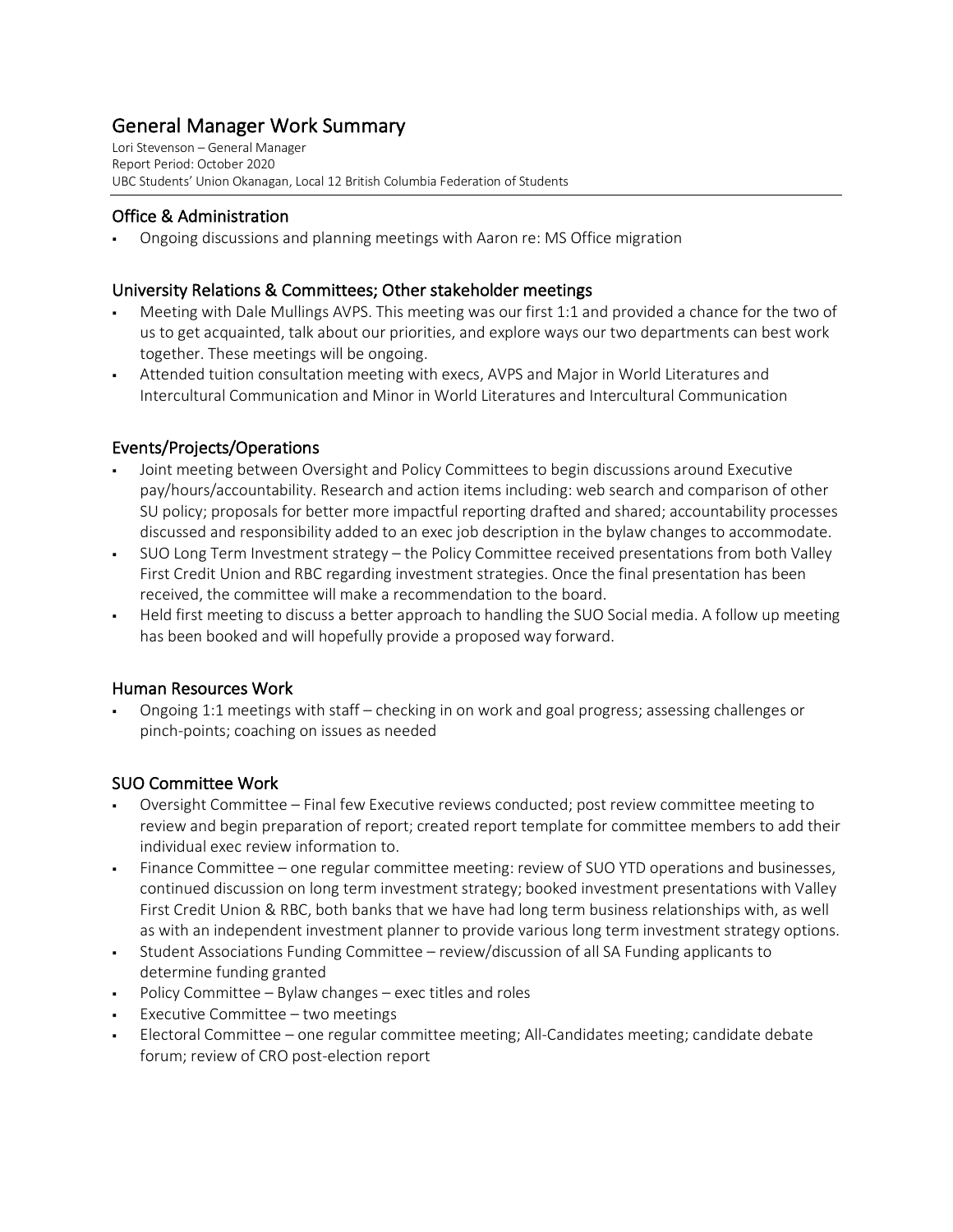# General Manager Work Summary

Lori Stevenson – General Manager
Report Period: October 2020
UBC Students' Union Okanagan, Local 12 British Columbia Federation of Students

## Office & Administration

- Ongoing discussions and planning meetings with Aaron re: MS Office migration

## University Relations & Committees; Other stakeholder meetings

- Meeting with Dale Mullings AVPS. This meeting was our first 1:1 and provided a chance for the two of us to get acquainted, talk about our priorities, and explore ways our two departments can best work together. These meetings will be ongoing.
- Attended tuition consultation meeting with execs, AVPS and Major in World Literatures and Intercultural Communication and Minor in World Literatures and Intercultural Communication

## Events/Projects/Operations

- Joint meeting between Oversight and Policy Committees to begin discussions around Executive pay/hours/accountability. Research and action items including: web search and comparison of other SU policy; proposals for better more impactful reporting drafted and shared; accountability processes discussed and responsibility added to an exec job description in the bylaw changes to accommodate.
- SUO Long Term Investment strategy – the Policy Committee received presentations from both Valley First Credit Union and RBC regarding investment strategies. Once the final presentation has been received, the committee will make a recommendation to the board.
- Held first meeting to discuss a better approach to handling the SUO Social media. A follow up meeting has been booked and will hopefully provide a proposed way forward.

## Human Resources Work

- Ongoing 1:1 meetings with staff – checking in on work and goal progress; assessing challenges or pinch-points; coaching on issues as needed

## SUO Committee Work

- Oversight Committee – Final few Executive reviews conducted; post review committee meeting to review and begin preparation of report; created report template for committee members to add their individual exec review information to.
- Finance Committee – one regular committee meeting: review of SUO YTD operations and businesses, continued discussion on long term investment strategy; booked investment presentations with Valley First Credit Union & RBC, both banks that we have had long term business relationships with, as well as with an independent investment planner to provide various long term investment strategy options.
- Student Associations Funding Committee – review/discussion of all SA Funding applicants to determine funding granted
- Policy Committee – Bylaw changes – exec titles and roles
- Executive Committee – two meetings
- Electoral Committee – one regular committee meeting; All-Candidates meeting; candidate debate forum; review of CRO post-election report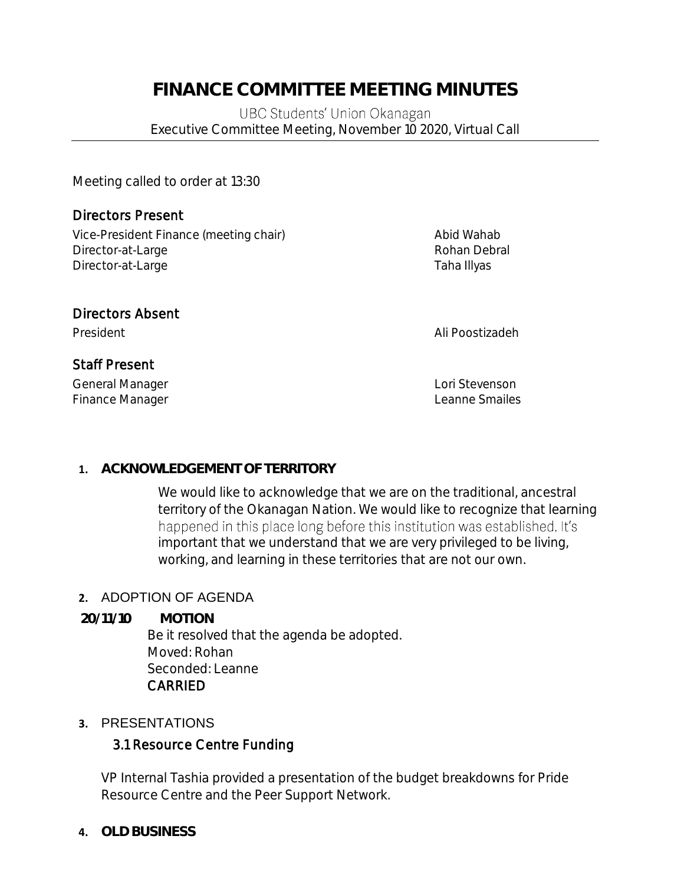# FINANCE COMMITTEE MEETING MINUTES

UBC Students' Union Okanagan
Executive Committee Meeting, November 10 2020, Virtual Call

Meeting called to order at 13:30

## Directors Present

| | |
|---|---|
| Vice-President Finance (meeting chair) | Abid Wahab |
| Director-at-Large | Rohan Debral |
| Director-at-Large | Taha Illyas |

## Directors Absent

| | |
|---|---|
| President | Ali Poostizadeh |

## Staff Present

| | |
|---|---|
| General Manager | Lori Stevenson |
| Finance Manager | Leanne Smailes |

1. **ACKNOWLEDGEMENT OF TERRITORY**

   We would like to acknowledge that we are on the traditional, ancestral territory of the Okanagan Nation. We would like to recognize that learning happened in this place long before this institution was established. It's important that we understand that we are very privileged to be living, working, and learning in these territories that are not our own.

2. ADOPTION OF AGENDA

**20/11/10 MOTION**

Be it resolved that the agenda be adopted.
Moved: Rohan
Seconded: Leanne
CARRIED

3. PRESENTATIONS

### 3.1 Resource Centre Funding

VP Internal Tashia provided a presentation of the budget breakdowns for Pride Resource Centre and the Peer Support Network.

4. **OLD BUSINESS**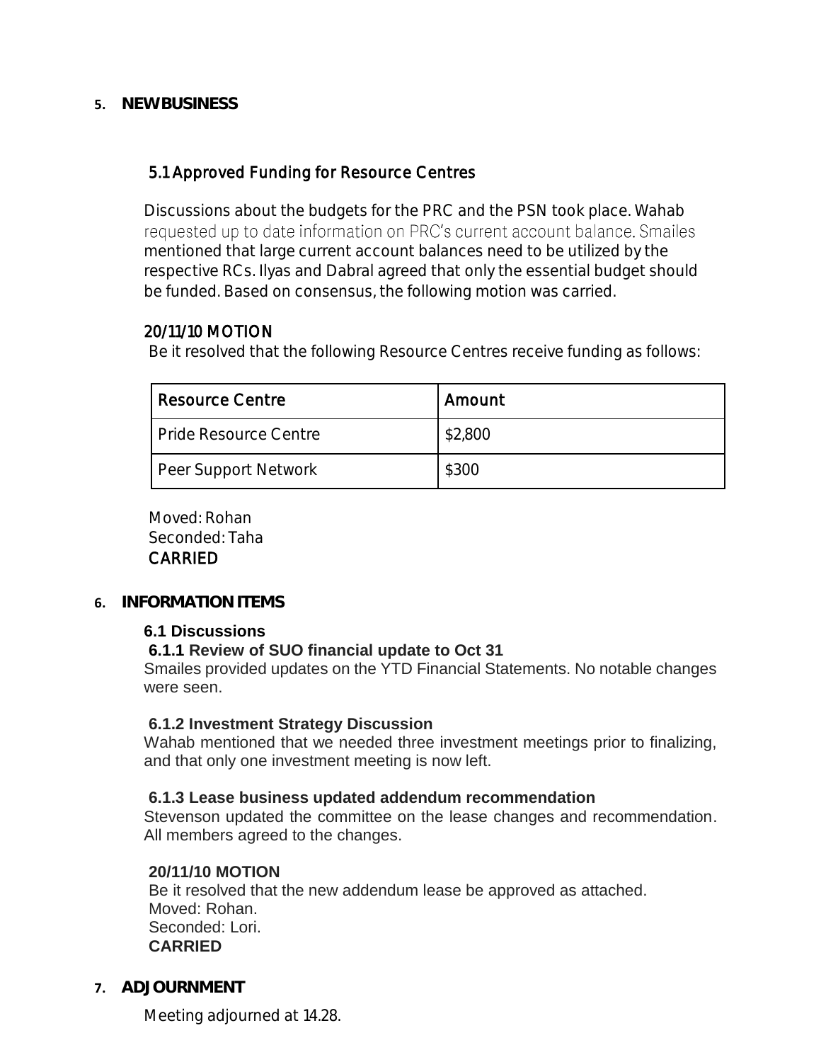## 5. NEW BUSINESS

### 5.1 Approved Funding for Resource Centres

Discussions about the budgets for the PRC and the PSN took place. Wahab requested up to date information on PRC's current account balance. Smailes mentioned that large current account balances need to be utilized by the respective RCs. Ilyas and Dabral agreed that only the essential budget should be funded. Based on consensus, the following motion was carried.

**20/11/10 MOTION**

Be it resolved that the following Resource Centres receive funding as follows:

| Resource Centre | Amount |
|---|---|
| Pride Resource Centre | $2,800 |
| Peer Support Network | $300 |

Moved: Rohan
Seconded: Taha
**CARRIED**

## 6. INFORMATION ITEMS

### 6.1 Discussions

#### 6.1.1 Review of SUO financial update to Oct 31

Smailes provided updates on the YTD Financial Statements. No notable changes were seen.

#### 6.1.2 Investment Strategy Discussion

Wahab mentioned that we needed three investment meetings prior to finalizing, and that only one investment meeting is now left.

#### 6.1.3 Lease business updated addendum recommendation

Stevenson updated the committee on the lease changes and recommendation. All members agreed to the changes.

**20/11/10 MOTION**

Be it resolved that the new addendum lease be approved as attached.
Moved: Rohan.
Seconded: Lori.
**CARRIED**

## 7. ADJOURNMENT

Meeting adjourned at 14.28.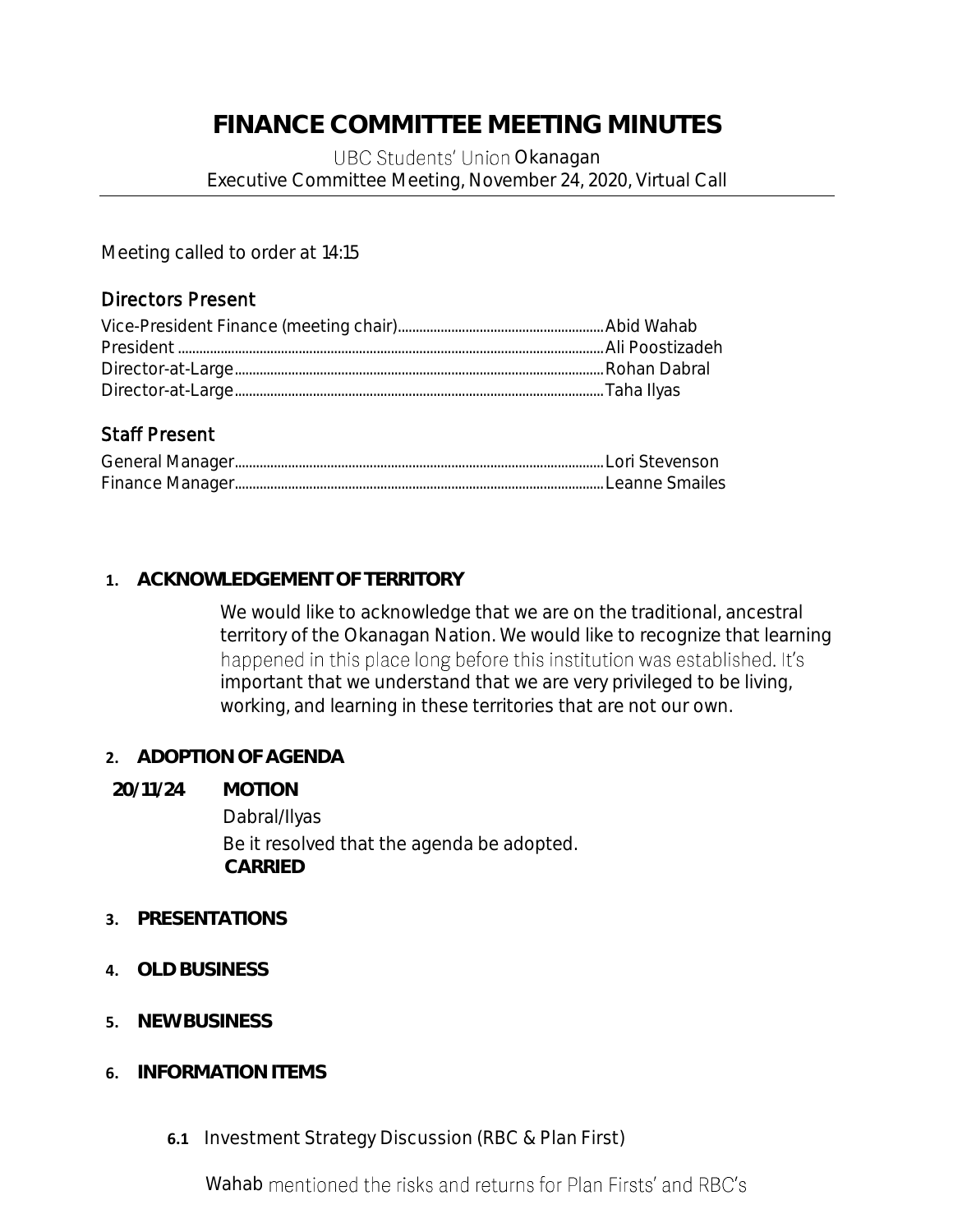# FINANCE COMMITTEE MEETING MINUTES

UBC Students' Union Okanagan
Executive Committee Meeting, November 24, 2020, Virtual Call

Meeting called to order at 14:15

## Directors Present

Vice-President Finance (meeting chair)............Abid Wahab
President............Ali Poostizadeh
Director-at-Large............Rohan Dabral
Director-at-Large............Taha Ilyas

## Staff Present

General Manager............Lori Stevenson
Finance Manager............Leanne Smailes

**1. ACKNOWLEDGEMENT OF TERRITORY**

We would like to acknowledge that we are on the traditional, ancestral territory of the Okanagan Nation. We would like to recognize that learning happened in this place long before this institution was established. It's important that we understand that we are very privileged to be living, working, and learning in these territories that are not our own.

**2. ADOPTION OF AGENDA**

**20/11/24 MOTION**

Dabral/Ilyas

Be it resolved that the agenda be adopted.

**CARRIED**

**3. PRESENTATIONS**

**4. OLD BUSINESS**

**5. NEW BUSINESS**

**6. INFORMATION ITEMS**

**6.1** Investment Strategy Discussion (RBC & Plan First)

Wahab mentioned the risks and returns for Plan Firsts' and RBC's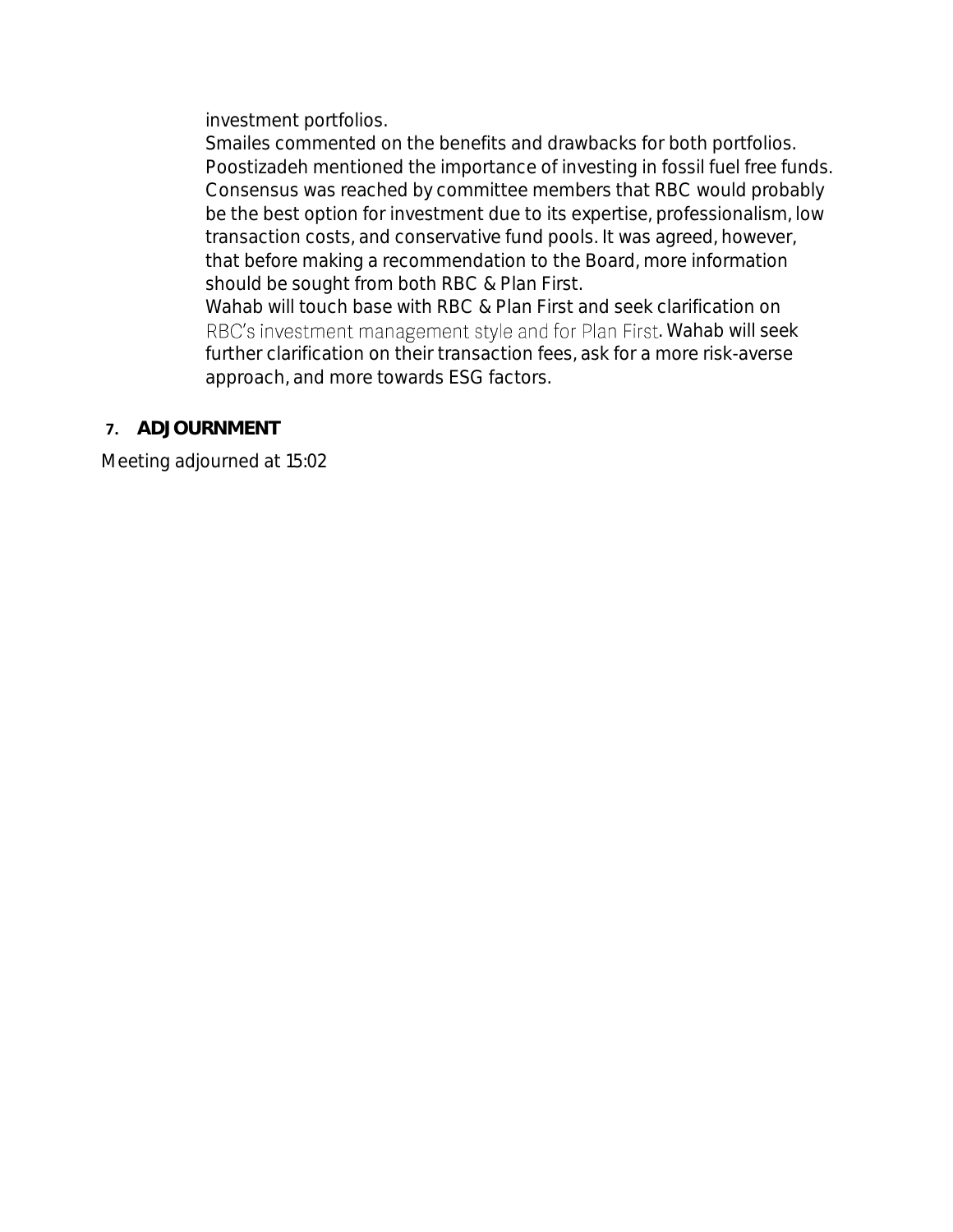investment portfolios.

Smailes commented on the benefits and drawbacks for both portfolios.

Poostizadeh mentioned the importance of investing in fossil fuel free funds.

Consensus was reached by committee members that RBC would probably be the best option for investment due to its expertise, professionalism, low transaction costs, and conservative fund pools. It was agreed, however, that before making a recommendation to the Board, more information should be sought from both RBC & Plan First.

Wahab will touch base with RBC & Plan First and seek clarification on RBC's investment management style and for Plan First. Wahab will seek further clarification on their transaction fees, ask for a more risk-averse approach, and more towards ESG factors.

## 7. ADJOURNMENT

Meeting adjourned at 15:02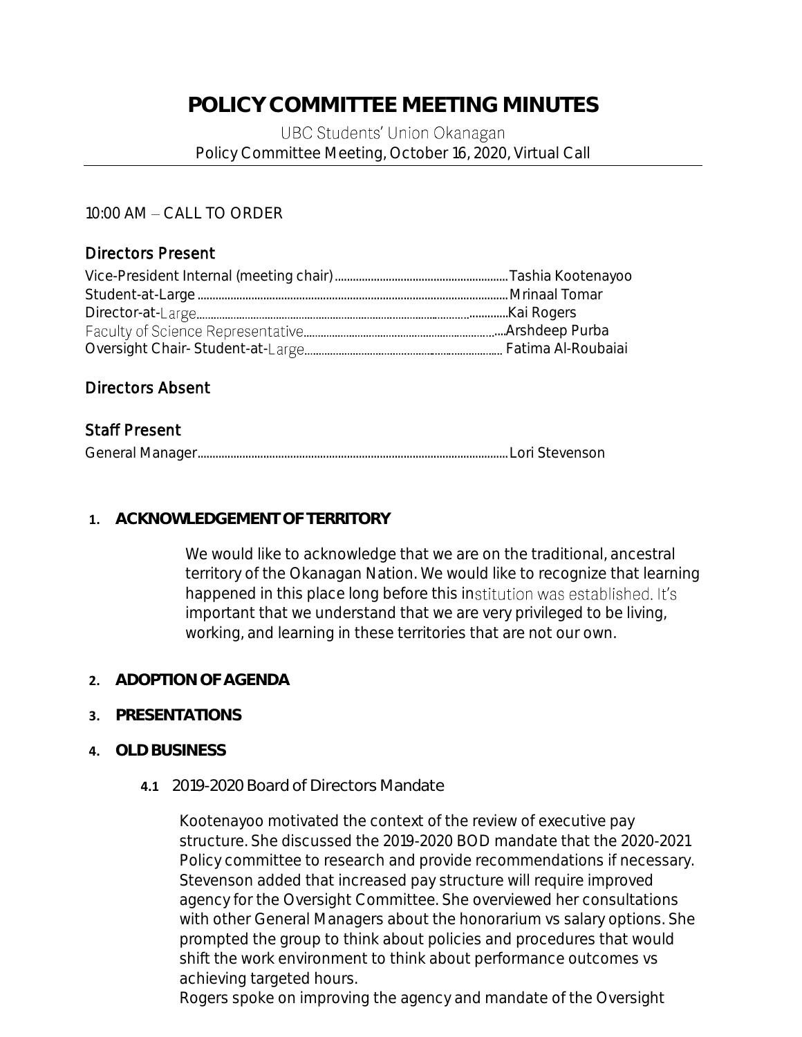# POLICY COMMITTEE MEETING MINUTES

UBC Students' Union Okanagan
Policy Committee Meeting, October 16, 2020, Virtual Call

10:00 AM – CALL TO ORDER

## Directors Present

Vice-President Internal (meeting chair)........................................................Tashia Kootenayoo
Student-at-Large........................................................................................Mrinaal Tomar
Director-at-Large.......................................................................................Kai Rogers
Faculty of Science Representative..............................................................Arshdeep Purba
Oversight Chair- Student-at-Large.............................................................Fatima Al-Roubaiai

## Directors Absent

## Staff Present

General Manager........................................................................................Lori Stevenson

1. **ACKNOWLEDGEMENT OF TERRITORY**

   We would like to acknowledge that we are on the traditional, ancestral territory of the Okanagan Nation. We would like to recognize that learning happened in this place long before this institution was established. It's important that we understand that we are very privileged to be living, working, and learning in these territories that are not our own.

2. **ADOPTION OF AGENDA**

3. **PRESENTATIONS**

4. **OLD BUSINESS**

   **4.1** 2019-2020 Board of Directors Mandate

   Kootenayoo motivated the context of the review of executive pay structure. She discussed the 2019-2020 BOD mandate that the 2020-2021 Policy committee to research and provide recommendations if necessary. Stevenson added that increased pay structure will require improved agency for the Oversight Committee. She overviewed her consultations with other General Managers about the honorarium vs salary options. She prompted the group to think about policies and procedures that would shift the work environment to think about performance outcomes vs achieving targeted hours.
   Rogers spoke on improving the agency and mandate of the Oversight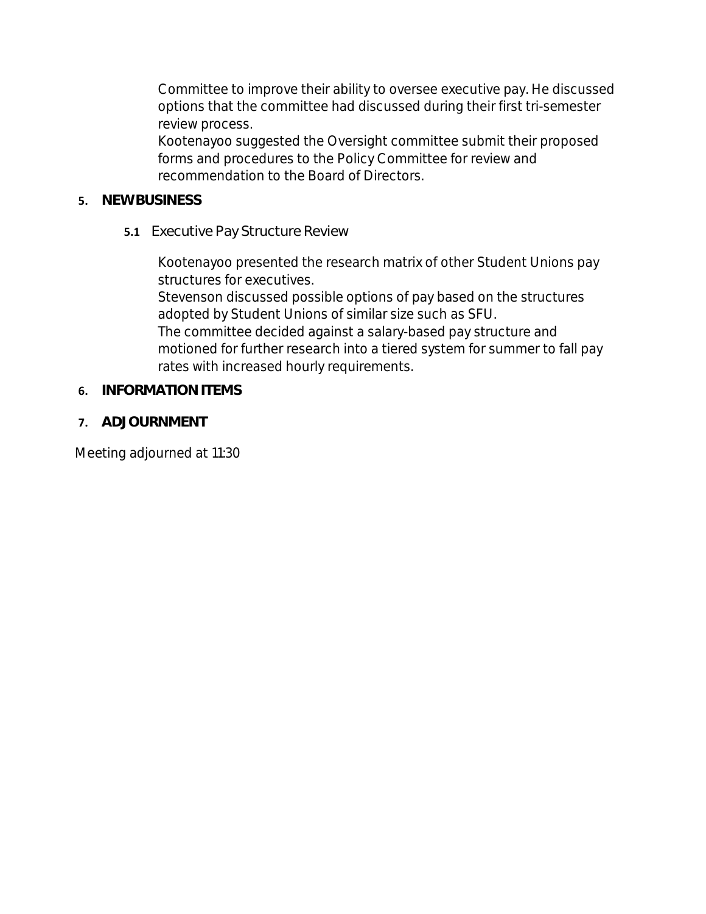Committee to improve their ability to oversee executive pay. He discussed options that the committee had discussed during their first tri-semester review process.

Kootenayoo suggested the Oversight committee submit their proposed forms and procedures to the Policy Committee for review and recommendation to the Board of Directors.

## 5. NEW BUSINESS

### 5.1 Executive Pay Structure Review

Kootenayoo presented the research matrix of other Student Unions pay structures for executives.

Stevenson discussed possible options of pay based on the structures adopted by Student Unions of similar size such as SFU.

The committee decided against a salary-based pay structure and motioned for further research into a tiered system for summer to fall pay rates with increased hourly requirements.

## 6. INFORMATION ITEMS

## 7. ADJOURNMENT

Meeting adjourned at 11:30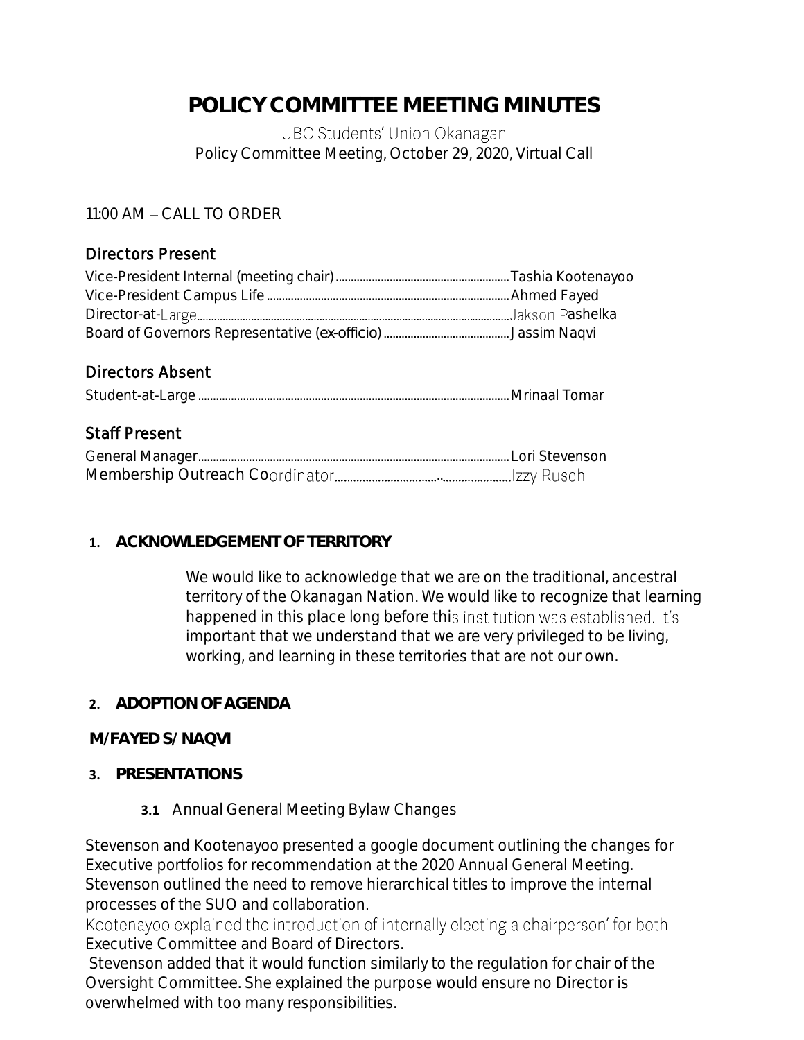# POLICY COMMITTEE MEETING MINUTES

UBC Students' Union Okanagan
Policy Committee Meeting, October 29, 2020, Virtual Call

11:00 AM – CALL TO ORDER

## Directors Present

Vice-President Internal (meeting chair) .......... Tashia Kootenayoo
Vice-President Campus Life .......... Ahmed Fayed
Director-at-Large .......... Jakson Pashelka
Board of Governors Representative (ex-officio) .......... Jassim Naqvi

## Directors Absent

Student-at-Large .......... Mrinaal Tomar

## Staff Present

General Manager .......... Lori Stevenson
Membership Outreach Coordinator .......... Izzy Rusch

1. **ACKNOWLEDGEMENT OF TERRITORY**

We would like to acknowledge that we are on the traditional, ancestral territory of the Okanagan Nation. We would like to recognize that learning happened in this place long before this institution was established. It's important that we understand that we are very privileged to be living, working, and learning in these territories that are not our own.

2. **ADOPTION OF AGENDA**

**M/FAYED S/ NAQVI**

3. **PRESENTATIONS**

**3.1** Annual General Meeting Bylaw Changes

Stevenson and Kootenayoo presented a google document outlining the changes for Executive portfolios for recommendation at the 2020 Annual General Meeting. Stevenson outlined the need to remove hierarchical titles to improve the internal processes of the SUO and collaboration.
Kootenayoo explained the introduction of internally electing a chairperson' for both Executive Committee and Board of Directors.
Stevenson added that it would function similarly to the regulation for chair of the Oversight Committee. She explained the purpose would ensure no Director is overwhelmed with too many responsibilities.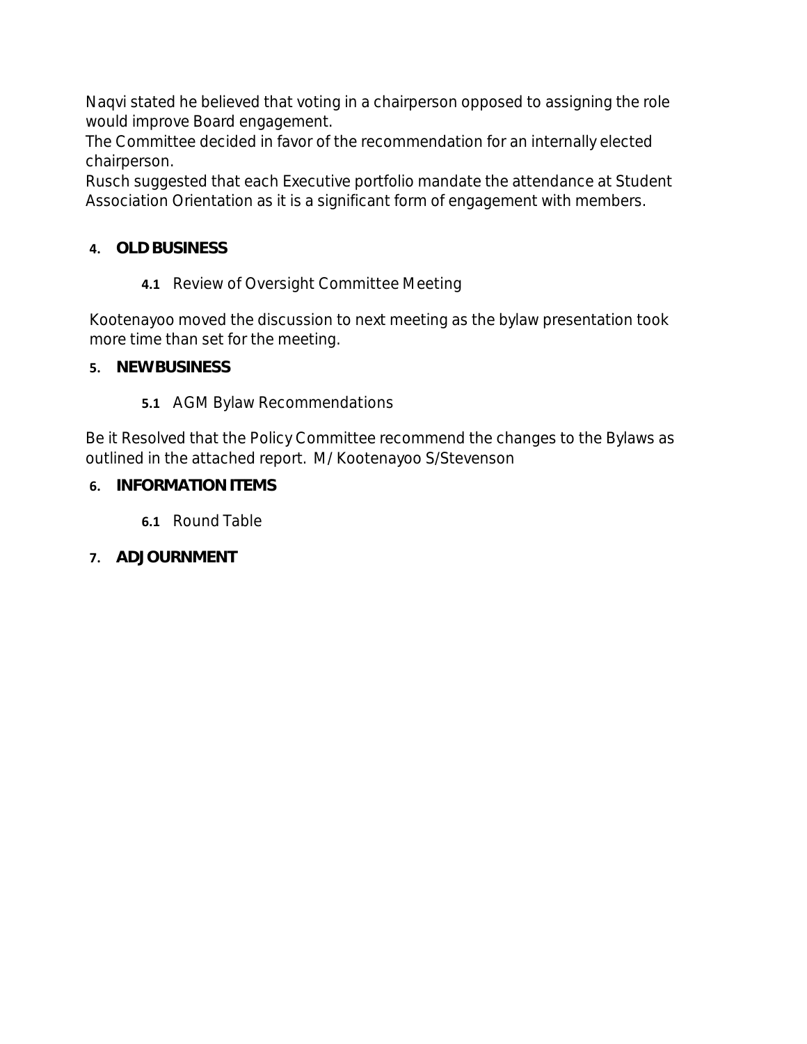Naqvi stated he believed that voting in a chairperson opposed to assigning the role would improve Board engagement.
The Committee decided in favor of the recommendation for an internally elected chairperson.
Rusch suggested that each Executive portfolio mandate the attendance at Student Association Orientation as it is a significant form of engagement with members.

## 4. OLD BUSINESS

### 4.1 Review of Oversight Committee Meeting

Kootenayoo moved the discussion to next meeting as the bylaw presentation took more time than set for the meeting.

## 5. NEW BUSINESS

### 5.1 AGM Bylaw Recommendations

Be it Resolved that the Policy Committee recommend the changes to the Bylaws as outlined in the attached report. M/ Kootenayoo S/Stevenson

## 6. INFORMATION ITEMS

### 6.1 Round Table

## 7. ADJOURNMENT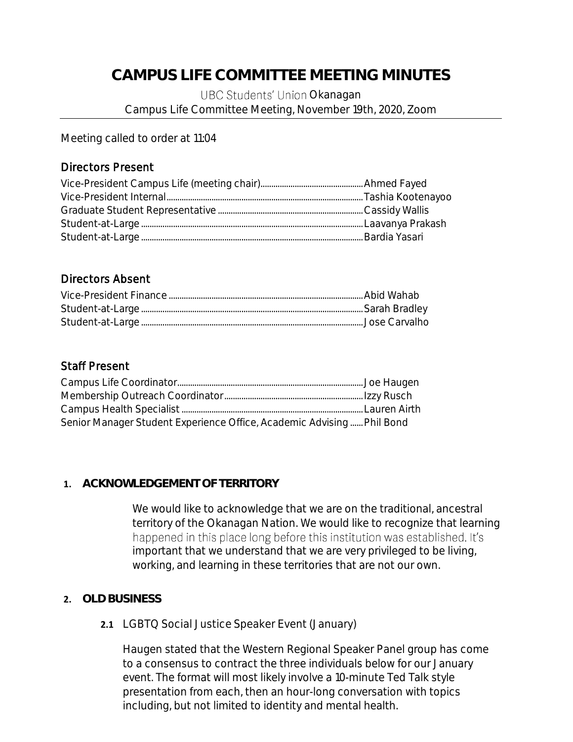# CAMPUS LIFE COMMITTEE MEETING MINUTES

UBC Students' Union Okanagan
Campus Life Committee Meeting, November 19th, 2020, Zoom

Meeting called to order at 11:04

## Directors Present

| Position | Name |
|---|---|
| Vice-President Campus Life (meeting chair) | Ahmed Fayed |
| Vice-President Internal | Tashia Kootenayoo |
| Graduate Student Representative | Cassidy Wallis |
| Student-at-Large | Laavanya Prakash |
| Student-at-Large | Bardia Yasari |

## Directors Absent

| Position | Name |
|---|---|
| Vice-President Finance | Abid Wahab |
| Student-at-Large | Sarah Bradley |
| Student-at-Large | Jose Carvalho |

## Staff Present

| Position | Name |
|---|---|
| Campus Life Coordinator | Joe Haugen |
| Membership Outreach Coordinator | Izzy Rusch |
| Campus Health Specialist | Lauren Airth |
| Senior Manager Student Experience Office, Academic Advising | Phil Bond |

### 1. ACKNOWLEDGEMENT OF TERRITORY

We would like to acknowledge that we are on the traditional, ancestral territory of the Okanagan Nation. We would like to recognize that learning happened in this place long before this institution was established. It's important that we understand that we are very privileged to be living, working, and learning in these territories that are not our own.

### 2. OLD BUSINESS

**2.1** LGBTQ Social Justice Speaker Event (January)

Haugen stated that the Western Regional Speaker Panel group has come to a consensus to contract the three individuals below for our January event. The format will most likely involve a 10-minute Ted Talk style presentation from each, then an hour-long conversation with topics including, but not limited to identity and mental health.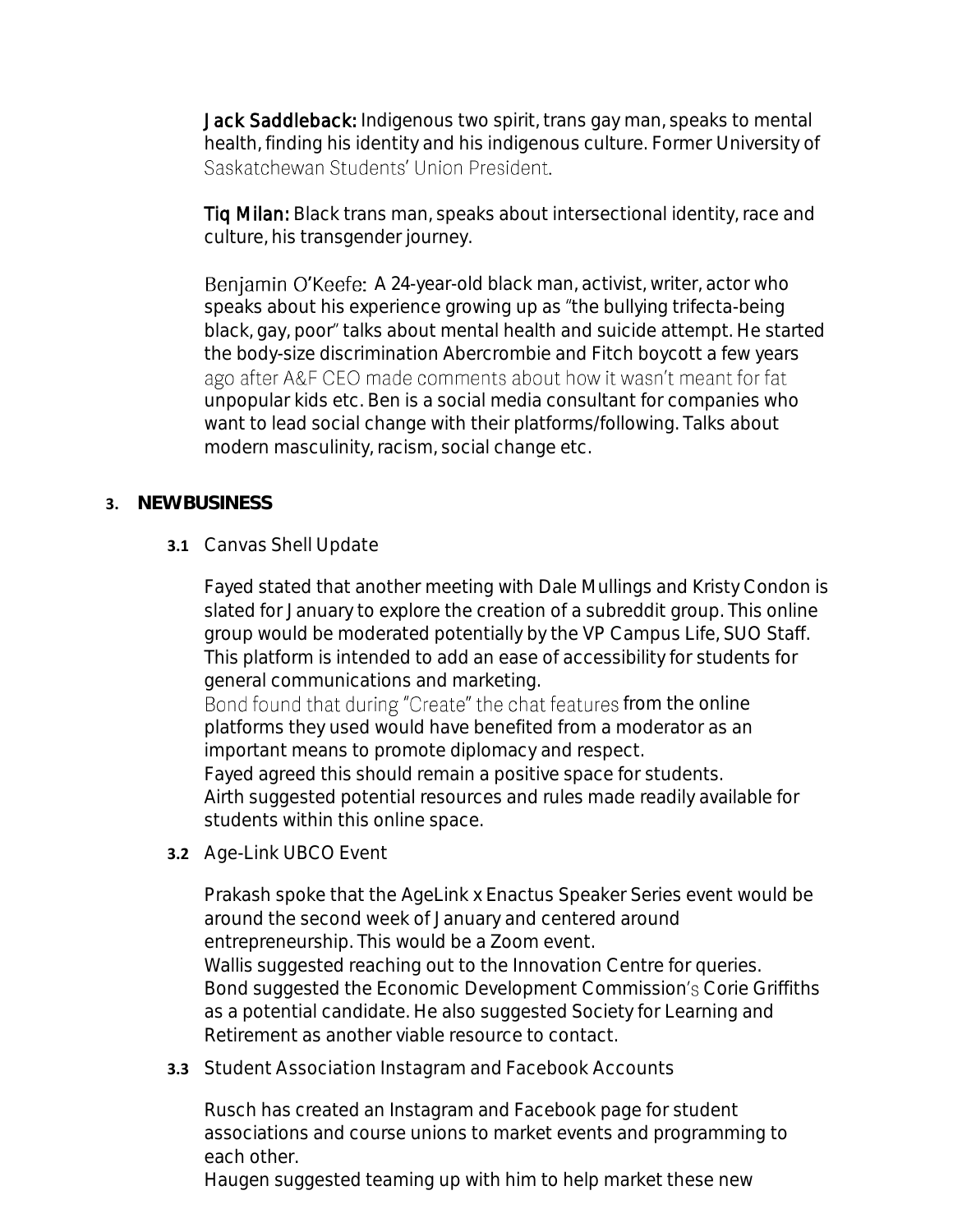**Jack Saddleback:** Indigenous two spirit, trans gay man, speaks to mental health, finding his identity and his indigenous culture. Former University of Saskatchewan Students' Union President.

**Tiq Milan:** Black trans man, speaks about intersectional identity, race and culture, his transgender journey.

**Benjamin O'Keefe:** A 24-year-old black man, activist, writer, actor who speaks about his experience growing up as "the bullying trifecta-being black, gay, poor" talks about mental health and suicide attempt. He started the body-size discrimination Abercrombie and Fitch boycott a few years ago after A&F CEO made comments about how it wasn't meant for fat unpopular kids etc. Ben is a social media consultant for companies who want to lead social change with their platforms/following. Talks about modern masculinity, racism, social change etc.

## 3. NEW BUSINESS

### 3.1 Canvas Shell Update

Fayed stated that another meeting with Dale Mullings and Kristy Condon is slated for January to explore the creation of a subreddit group. This online group would be moderated potentially by the VP Campus Life, SUO Staff. This platform is intended to add an ease of accessibility for students for general communications and marketing.
Bond found that during "Create" the chat features from the online platforms they used would have benefited from a moderator as an important means to promote diplomacy and respect.
Fayed agreed this should remain a positive space for students.
Airth suggested potential resources and rules made readily available for students within this online space.

### 3.2 Age-Link UBCO Event

Prakash spoke that the AgeLink x Enactus Speaker Series event would be around the second week of January and centered around entrepreneurship. This would be a Zoom event.
Wallis suggested reaching out to the Innovation Centre for queries.
Bond suggested the Economic Development Commission's Corie Griffiths as a potential candidate. He also suggested Society for Learning and Retirement as another viable resource to contact.

### 3.3 Student Association Instagram and Facebook Accounts

Rusch has created an Instagram and Facebook page for student associations and course unions to market events and programming to each other.
Haugen suggested teaming up with him to help market these new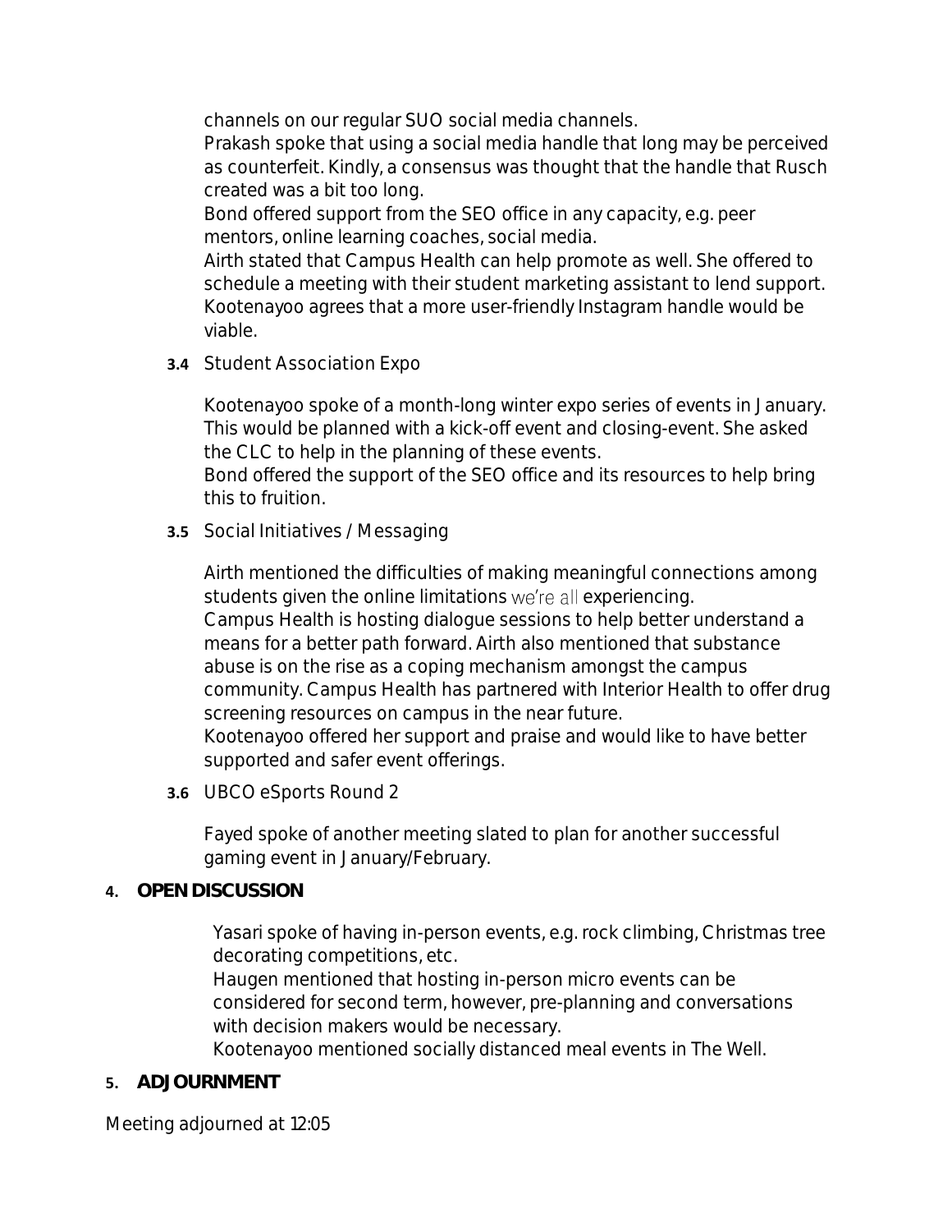channels on our regular SUO social media channels.
Prakash spoke that using a social media handle that long may be perceived as counterfeit. Kindly, a consensus was thought that the handle that Rusch created was a bit too long.
Bond offered support from the SEO office in any capacity, e.g. peer mentors, online learning coaches, social media.
Airth stated that Campus Health can help promote as well. She offered to schedule a meeting with their student marketing assistant to lend support.
Kootenayoo agrees that a more user-friendly Instagram handle would be viable.

**3.4** Student Association Expo

Kootenayoo spoke of a month-long winter expo series of events in January. This would be planned with a kick-off event and closing-event. She asked the CLC to help in the planning of these events.
Bond offered the support of the SEO office and its resources to help bring this to fruition.

**3.5** Social Initiatives / Messaging

Airth mentioned the difficulties of making meaningful connections among students given the online limitations we're all experiencing.
Campus Health is hosting dialogue sessions to help better understand a means for a better path forward. Airth also mentioned that substance abuse is on the rise as a coping mechanism amongst the campus community. Campus Health has partnered with Interior Health to offer drug screening resources on campus in the near future.
Kootenayoo offered her support and praise and would like to have better supported and safer event offerings.

**3.6** UBCO eSports Round 2

Fayed spoke of another meeting slated to plan for another successful gaming event in January/February.

## 4. OPEN DISCUSSION

Yasari spoke of having in-person events, e.g. rock climbing, Christmas tree decorating competitions, etc.
Haugen mentioned that hosting in-person micro events can be considered for second term, however, pre-planning and conversations with decision makers would be necessary.
Kootenayoo mentioned socially distanced meal events in The Well.

## 5. ADJOURNMENT

Meeting adjourned at 12:05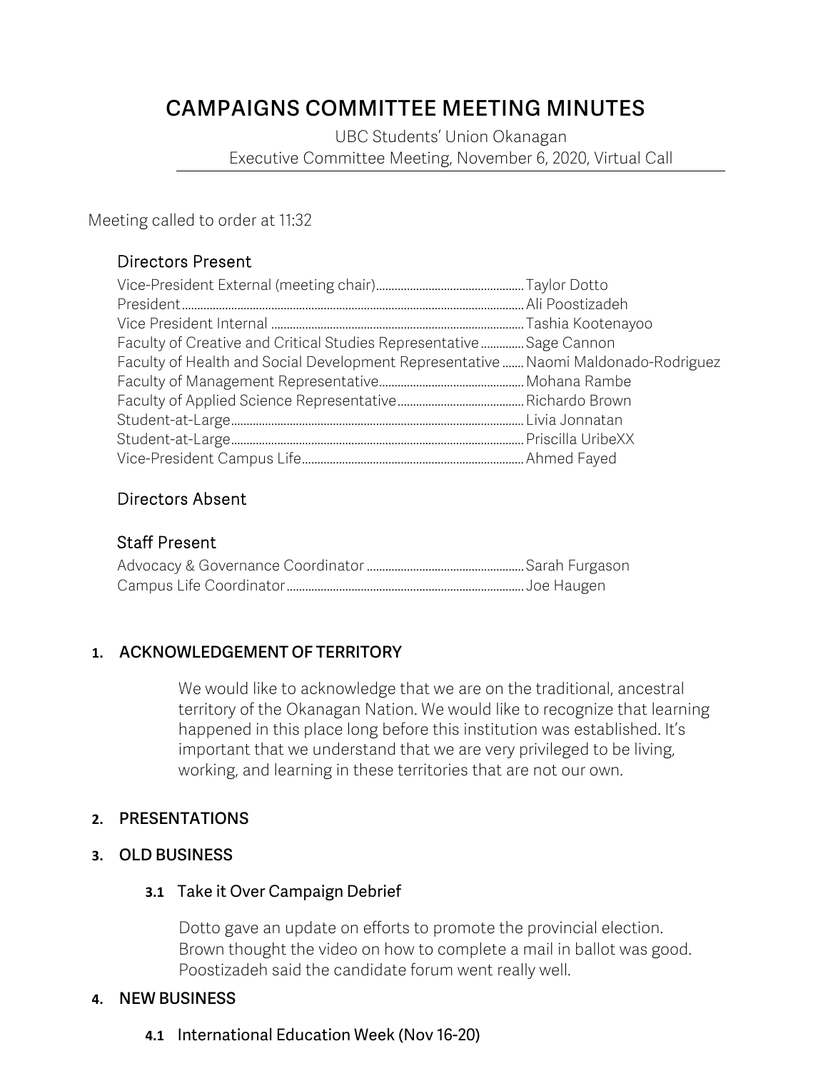# CAMPAIGNS COMMITTEE MEETING MINUTES

UBC Students' Union Okanagan
Executive Committee Meeting, November 6, 2020, Virtual Call

Meeting called to order at 11:32

### Directors Present

| Position | Name |
|---|---|
| Vice-President External (meeting chair) | Taylor Dotto |
| President | Ali Poostizadeh |
| Vice President Internal | Tashia Kootenayoo |
| Faculty of Creative and Critical Studies Representative | Sage Cannon |
| Faculty of Health and Social Development Representative | Naomi Maldonado-Rodriguez |
| Faculty of Management Representative | Mohana Rambe |
| Faculty of Applied Science Representative | Richardo Brown |
| Student-at-Large | Livia Jonnatan |
| Student-at-Large | Priscilla UribeXX |
| Vice-President Campus Life | Ahmed Fayed |

### Directors Absent

### Staff Present

| Position | Name |
|---|---|
| Advocacy & Governance Coordinator | Sarah Furgason |
| Campus Life Coordinator | Joe Haugen |

## 1. ACKNOWLEDGEMENT OF TERRITORY

We would like to acknowledge that we are on the traditional, ancestral territory of the Okanagan Nation. We would like to recognize that learning happened in this place long before this institution was established. It's important that we understand that we are very privileged to be living, working, and learning in these territories that are not our own.

## 2. PRESENTATIONS

## 3. OLD BUSINESS

### 3.1 Take it Over Campaign Debrief

Dotto gave an update on efforts to promote the provincial election. Brown thought the video on how to complete a mail in ballot was good. Poostizadeh said the candidate forum went really well.

## 4. NEW BUSINESS

### 4.1 International Education Week (Nov 16-20)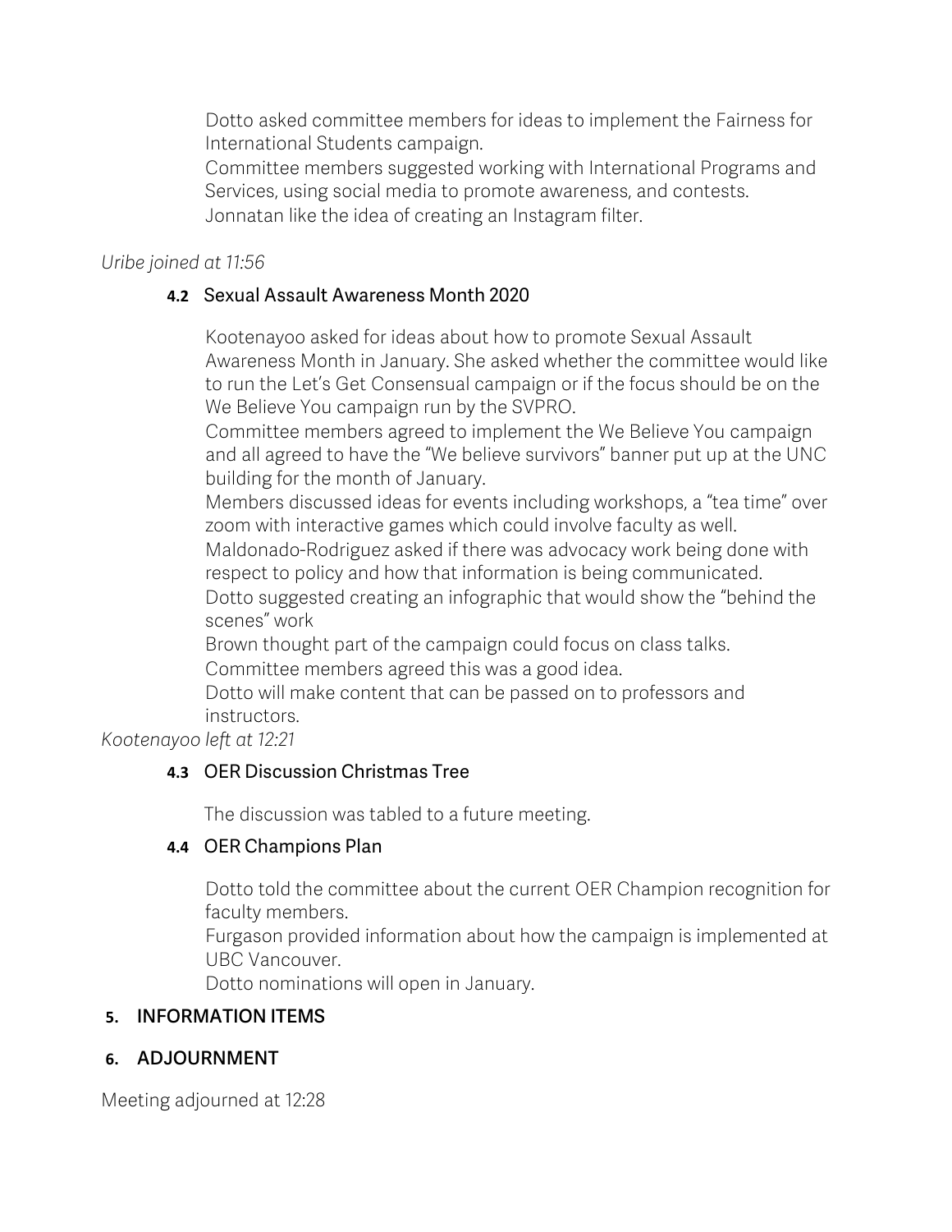Dotto asked committee members for ideas to implement the Fairness for International Students campaign.
Committee members suggested working with International Programs and Services, using social media to promote awareness, and contests.
Jonnatan like the idea of creating an Instagram filter.

*Uribe joined at 11:56*

### 4.2 Sexual Assault Awareness Month 2020

Kootenayoo asked for ideas about how to promote Sexual Assault Awareness Month in January. She asked whether the committee would like to run the Let's Get Consensual campaign or if the focus should be on the We Believe You campaign run by the SVPRO.
Committee members agreed to implement the We Believe You campaign and all agreed to have the "We believe survivors" banner put up at the UNC building for the month of January.
Members discussed ideas for events including workshops, a "tea time" over zoom with interactive games which could involve faculty as well.
Maldonado-Rodriguez asked if there was advocacy work being done with respect to policy and how that information is being communicated.
Dotto suggested creating an infographic that would show the "behind the scenes" work
Brown thought part of the campaign could focus on class talks.
Committee members agreed this was a good idea.
Dotto will make content that can be passed on to professors and instructors.

*Kootenayoo left at 12:21*

### 4.3 OER Discussion Christmas Tree

The discussion was tabled to a future meeting.

### 4.4 OER Champions Plan

Dotto told the committee about the current OER Champion recognition for faculty members.
Furgason provided information about how the campaign is implemented at UBC Vancouver.
Dotto nominations will open in January.

## 5. INFORMATION ITEMS

## 6. ADJOURNMENT

Meeting adjourned at 12:28